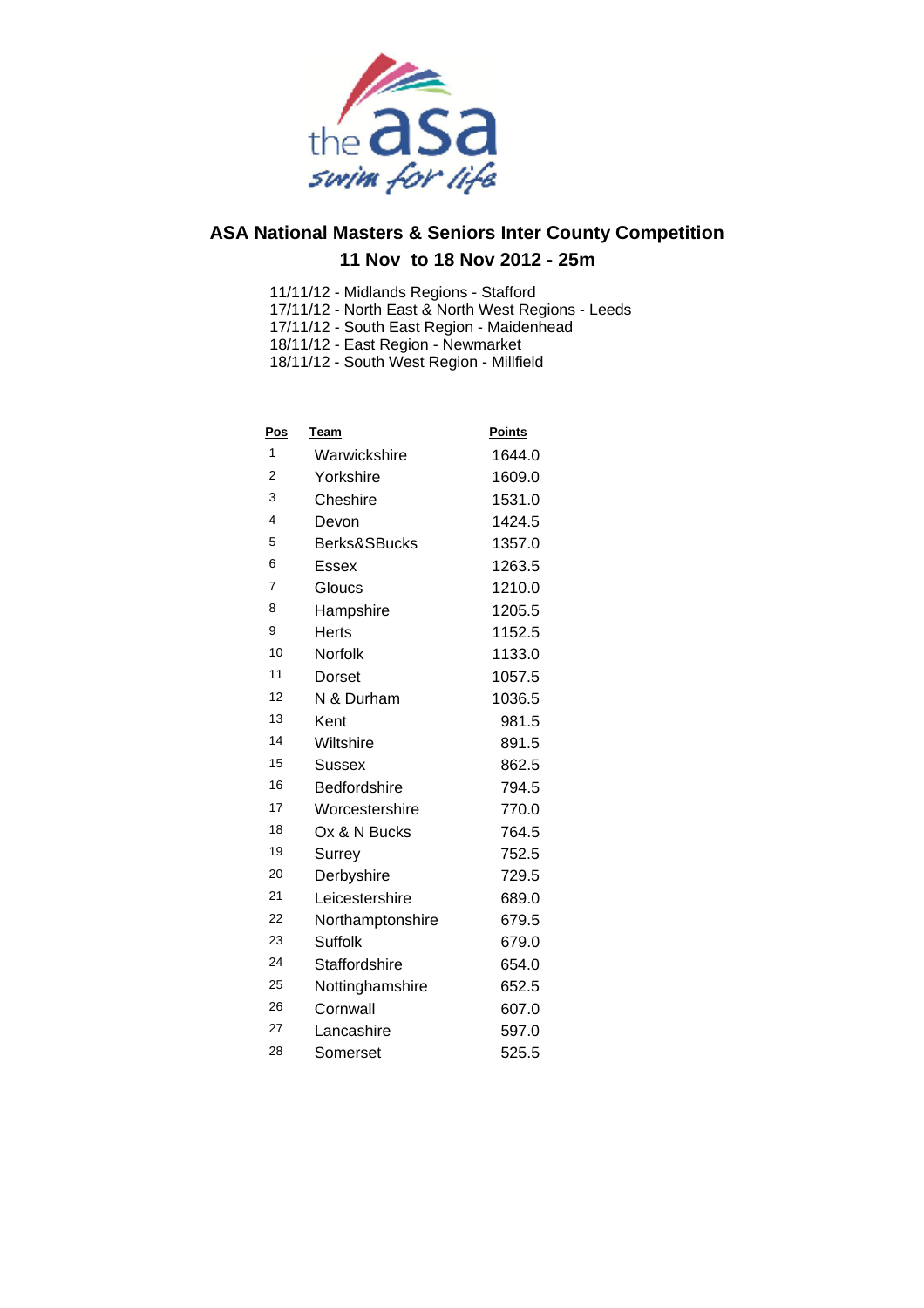# ASA National Masters & Seniors Inter County Competition

## 11 Nov to 18 Nov 2012 - 25m

11/11/12 - Midlands Regions - Stafford
17/11/12 - North East & North West Regions - Leeds
17/11/12 - South East Region - Maidenhead
18/11/12 - East Region - Newmarket
18/11/12 - South West Region - Millfield

| Pos | Team | Points |
|---|---|---|
| 1 | Warwickshire | 1644.0 |
| 2 | Yorkshire | 1609.0 |
| 3 | Cheshire | 1531.0 |
| 4 | Devon | 1424.5 |
| 5 | Berks&SBucks | 1357.0 |
| 6 | Essex | 1263.5 |
| 7 | Gloucs | 1210.0 |
| 8 | Hampshire | 1205.5 |
| 9 | Herts | 1152.5 |
| 10 | Norfolk | 1133.0 |
| 11 | Dorset | 1057.5 |
| 12 | N & Durham | 1036.5 |
| 13 | Kent | 981.5 |
| 14 | Wiltshire | 891.5 |
| 15 | Sussex | 862.5 |
| 16 | Bedfordshire | 794.5 |
| 17 | Worcestershire | 770.0 |
| 18 | Ox & N Bucks | 764.5 |
| 19 | Surrey | 752.5 |
| 20 | Derbyshire | 729.5 |
| 21 | Leicestershire | 689.0 |
| 22 | Northamptonshire | 679.5 |
| 23 | Suffolk | 679.0 |
| 24 | Staffordshire | 654.0 |
| 25 | Nottinghamshire | 652.5 |
| 26 | Cornwall | 607.0 |
| 27 | Lancashire | 597.0 |
| 28 | Somerset | 525.5 |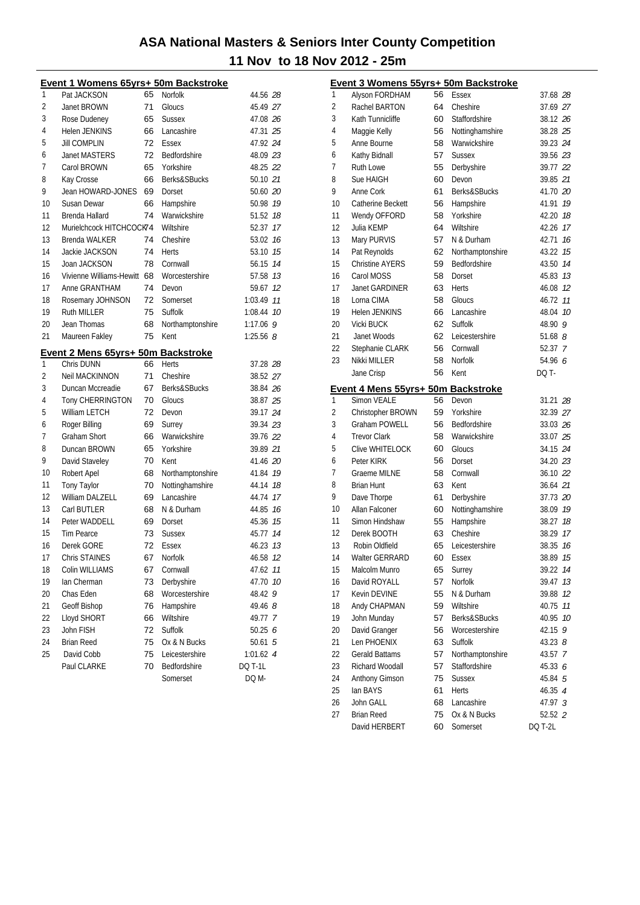# ASA National Masters & Seniors Inter County Competition

## 11 Nov to 18 Nov 2012 - 25m

### Event 1 Womens 65yrs+ 50m Backstroke

| Place | Name | Age | County | Time | Points |
|---|---|---|---|---|---|
| 1 | Pat JACKSON | 65 | Norfolk | 44.56 | 28 |
| 2 | Janet BROWN | 71 | Gloucs | 45.49 | 27 |
| 3 | Rose Dudeney | 65 | Sussex | 47.08 | 26 |
| 4 | Helen JENKINS | 66 | Lancashire | 47.31 | 25 |
| 5 | Jill COMPLIN | 72 | Essex | 47.92 | 24 |
| 6 | Janet MASTERS | 72 | Bedfordshire | 48.09 | 23 |
| 7 | Carol BROWN | 65 | Yorkshire | 48.25 | 22 |
| 8 | Kay Crosse | 66 | Berks&SBucks | 50.10 | 21 |
| 9 | Jean HOWARD-JONES | 69 | Dorset | 50.60 | 20 |
| 10 | Susan Dewar | 66 | Hampshire | 50.98 | 19 |
| 11 | Brenda Hallard | 74 | Warwickshire | 51.52 | 18 |
| 12 | Murielchcock HITCHCOCK | 74 | Wiltshire | 52.37 | 17 |
| 13 | Brenda WALKER | 74 | Cheshire | 53.02 | 16 |
| 14 | Jackie JACKSON | 74 | Herts | 53.10 | 15 |
| 15 | Joan JACKSON | 78 | Cornwall | 56.15 | 14 |
| 16 | Vivienne Williams-Hewitt | 68 | Worcestershire | 57.58 | 13 |
| 17 | Anne GRANTHAM | 74 | Devon | 59.67 | 12 |
| 18 | Rosemary JOHNSON | 72 | Somerset | 1:03.49 | 11 |
| 19 | Ruth MILLER | 75 | Suffolk | 1:08.44 | 10 |
| 20 | Jean Thomas | 68 | Northamptonshire | 1:17.06 | 9 |
| 21 | Maureen Fakley | 75 | Kent | 1:25.56 | 8 |

### Event 2 Mens 65yrs+ 50m Backstroke

| Place | Name | Age | County | Time | Points |
|---|---|---|---|---|---|
| 1 | Chris DUNN | 66 | Herts | 37.28 | 28 |
| 2 | Neil MACKINNON | 71 | Cheshire | 38.52 | 27 |
| 3 | Duncan Mccreadie | 67 | Berks&SBucks | 38.84 | 26 |
| 4 | Tony CHERRINGTON | 70 | Gloucs | 38.87 | 25 |
| 5 | William LETCH | 72 | Devon | 39.17 | 24 |
| 6 | Roger Billing | 69 | Surrey | 39.34 | 23 |
| 7 | Graham Short | 66 | Warwickshire | 39.76 | 22 |
| 8 | Duncan BROWN | 65 | Yorkshire | 39.89 | 21 |
| 9 | David Staveley | 70 | Kent | 41.46 | 20 |
| 10 | Robert Apel | 68 | Northamptonshire | 41.84 | 19 |
| 11 | Tony Taylor | 70 | Nottinghamshire | 44.14 | 18 |
| 12 | William DALZELL | 69 | Lancashire | 44.74 | 17 |
| 13 | Carl BUTLER | 68 | N & Durham | 44.85 | 16 |
| 14 | Peter WADDELL | 69 | Dorset | 45.36 | 15 |
| 15 | Tim Pearce | 73 | Sussex | 45.77 | 14 |
| 16 | Derek GORE | 72 | Essex | 46.23 | 13 |
| 17 | Chris STAINES | 67 | Norfolk | 46.58 | 12 |
| 18 | Colin WILLIAMS | 67 | Cornwall | 47.62 | 11 |
| 19 | Ian Cherman | 73 | Derbyshire | 47.70 | 10 |
| 20 | Chas Eden | 68 | Worcestershire | 48.42 | 9 |
| 21 | Geoff Bishop | 76 | Hampshire | 49.46 | 8 |
| 22 | Lloyd SHORT | 66 | Wiltshire | 49.77 | 7 |
| 23 | John FISH | 72 | Suffolk | 50.25 | 6 |
| 24 | Brian Reed | 75 | Ox & N Bucks | 50.61 | 5 |
| 25 | David Cobb | 75 | Leicestershire | 1:01.62 | 4 |
| | Paul CLARKE | 70 | Bedfordshire | DQ T-1L | |
| | | | Somerset | DQ M- | |

### Event 3 Womens 55yrs+ 50m Backstroke

| Place | Name | Age | County | Time | Points |
|---|---|---|---|---|---|
| 1 | Alyson FORDHAM | 56 | Essex | 37.68 | 28 |
| 2 | Rachel BARTON | 64 | Cheshire | 37.69 | 27 |
| 3 | Kath Tunnicliffe | 60 | Staffordshire | 38.12 | 26 |
| 4 | Maggie Kelly | 56 | Nottinghamshire | 38.28 | 25 |
| 5 | Anne Bourne | 58 | Warwickshire | 39.23 | 24 |
| 6 | Kathy Bidnall | 57 | Sussex | 39.56 | 23 |
| 7 | Ruth Lowe | 55 | Derbyshire | 39.77 | 22 |
| 8 | Sue HAIGH | 60 | Devon | 39.85 | 21 |
| 9 | Anne Cork | 61 | Berks&SBucks | 41.70 | 20 |
| 10 | Catherine Beckett | 56 | Hampshire | 41.91 | 19 |
| 11 | Wendy OFFORD | 58 | Yorkshire | 42.20 | 18 |
| 12 | Julia KEMP | 64 | Wiltshire | 42.26 | 17 |
| 13 | Mary PURVIS | 57 | N & Durham | 42.71 | 16 |
| 14 | Pat Reynolds | 62 | Northamptonshire | 43.22 | 15 |
| 15 | Christine AYERS | 59 | Bedfordshire | 43.50 | 14 |
| 16 | Carol MOSS | 58 | Dorset | 45.83 | 13 |
| 17 | Janet GARDINER | 63 | Herts | 46.08 | 12 |
| 18 | Lorna CIMA | 58 | Gloucs | 46.72 | 11 |
| 19 | Helen JENKINS | 66 | Lancashire | 48.04 | 10 |
| 20 | Vicki BUCK | 62 | Suffolk | 48.90 | 9 |
| 21 | Janet Woods | 62 | Leicestershire | 51.68 | 8 |
| 22 | Stephanie CLARK | 56 | Cornwall | 52.37 | 7 |
| 23 | Nikki MILLER | 58 | Norfolk | 54.96 | 6 |
| | Jane Crisp | 56 | Kent | DQ T- | |

### Event 4 Mens 55yrs+ 50m Backstroke

| Place | Name | Age | County | Time | Points |
|---|---|---|---|---|---|
| 1 | Simon VEALE | 56 | Devon | 31.21 | 28 |
| 2 | Christopher BROWN | 59 | Yorkshire | 32.39 | 27 |
| 3 | Graham POWELL | 56 | Bedfordshire | 33.03 | 26 |
| 4 | Trevor Clark | 58 | Warwickshire | 33.07 | 25 |
| 5 | Clive WHITELOCK | 60 | Gloucs | 34.15 | 24 |
| 6 | Peter KIRK | 56 | Dorset | 34.20 | 23 |
| 7 | Graeme MILNE | 58 | Cornwall | 36.10 | 22 |
| 8 | Brian Hunt | 63 | Kent | 36.64 | 21 |
| 9 | Dave Thorpe | 61 | Derbyshire | 37.73 | 20 |
| 10 | Allan Falconer | 60 | Nottinghamshire | 38.09 | 19 |
| 11 | Simon Hindshaw | 55 | Hampshire | 38.27 | 18 |
| 12 | Derek BOOTH | 63 | Cheshire | 38.29 | 17 |
| 13 | Robin Oldfield | 65 | Leicestershire | 38.35 | 16 |
| 14 | Walter GERRARD | 60 | Essex | 38.89 | 15 |
| 15 | Malcolm Munro | 65 | Surrey | 39.22 | 14 |
| 16 | David ROYALL | 57 | Norfolk | 39.47 | 13 |
| 17 | Kevin DEVINE | 55 | N & Durham | 39.88 | 12 |
| 18 | Andy CHAPMAN | 59 | Wiltshire | 40.75 | 11 |
| 19 | John Munday | 57 | Berks&SBucks | 40.95 | 10 |
| 20 | David Granger | 56 | Worcestershire | 42.15 | 9 |
| 21 | Len PHOENIX | 63 | Suffolk | 43.23 | 8 |
| 22 | Gerald Battams | 57 | Northamptonshire | 43.57 | 7 |
| 23 | Richard Woodall | 57 | Staffordshire | 45.33 | 6 |
| 24 | Anthony Gimson | 75 | Sussex | 45.84 | 5 |
| 25 | Ian BAYS | 61 | Herts | 46.35 | 4 |
| 26 | John GALL | 68 | Lancashire | 47.97 | 3 |
| 27 | Brian Reed | 75 | Ox & N Bucks | 52.52 | 2 |
| | David HERBERT | 60 | Somerset | DQ T-2L | |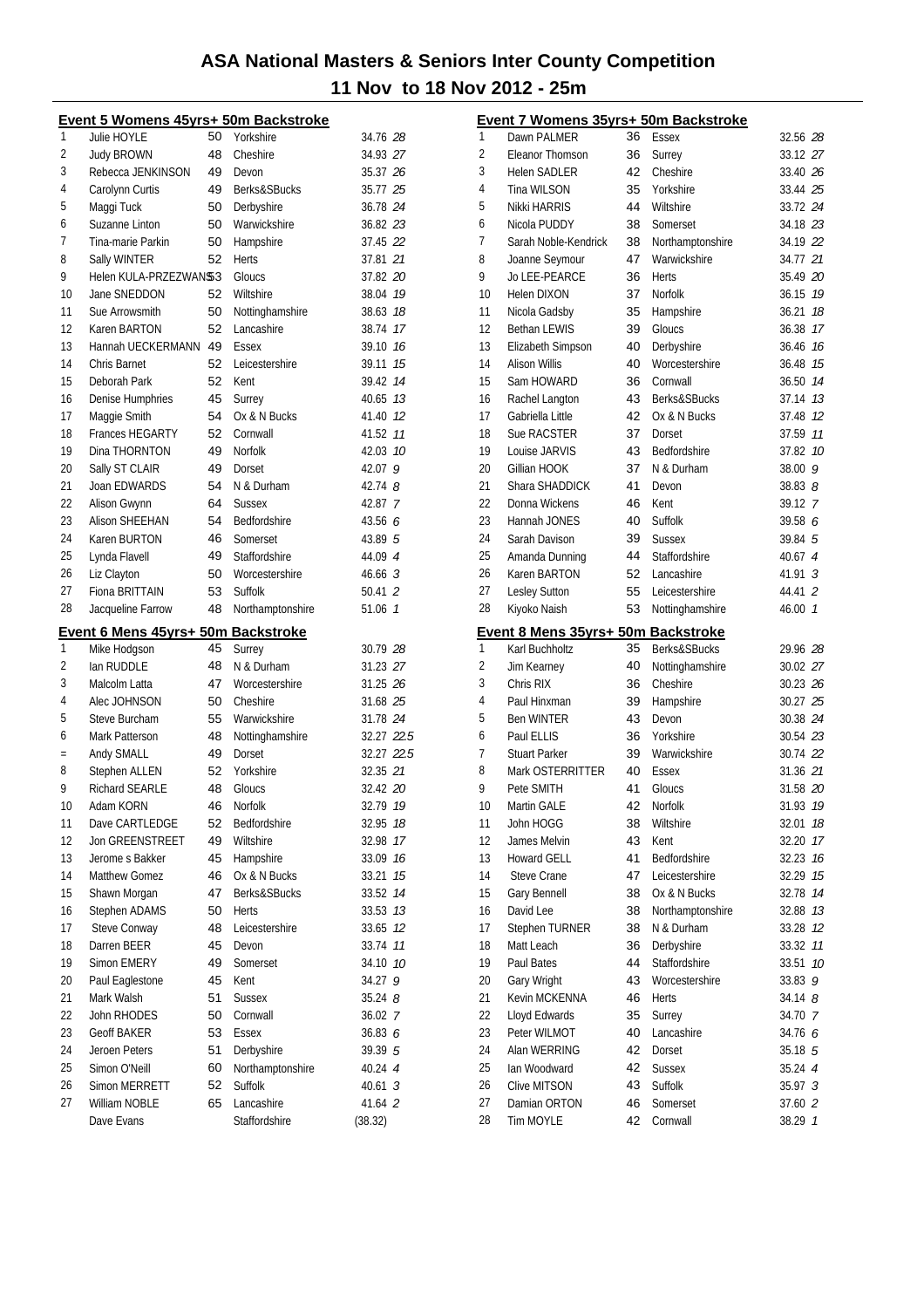# ASA National Masters & Seniors Inter County Competition

## 11 Nov to 18 Nov 2012 - 25m

### Event 5 Womens 45yrs+ 50m Backstroke

| Pos | Name | Age | County | Time | Points |
|---|---|---|---|---|---|
| 1 | Julie HOYLE | 50 | Yorkshire | 34.76 | 28 |
| 2 | Judy BROWN | 48 | Cheshire | 34.93 | 27 |
| 3 | Rebecca JENKINSON | 49 | Devon | 35.37 | 26 |
| 4 | Carolynn Curtis | 49 | Berks&SBucks | 35.77 | 25 |
| 5 | Maggi Tuck | 50 | Derbyshire | 36.78 | 24 |
| 6 | Suzanne Linton | 50 | Warwickshire | 36.82 | 23 |
| 7 | Tina-marie Parkin | 50 | Hampshire | 37.45 | 22 |
| 8 | Sally WINTER | 52 | Herts | 37.81 | 21 |
| 9 | Helen KULA-PRZEZWANS | 53 | Gloucs | 37.82 | 20 |
| 10 | Jane SNEDDON | 52 | Wiltshire | 38.04 | 19 |
| 11 | Sue Arrowsmith | 50 | Nottinghamshire | 38.63 | 18 |
| 12 | Karen BARTON | 52 | Lancashire | 38.74 | 17 |
| 13 | Hannah UECKERMANN | 49 | Essex | 39.10 | 16 |
| 14 | Chris Barnet | 52 | Leicestershire | 39.11 | 15 |
| 15 | Deborah Park | 52 | Kent | 39.42 | 14 |
| 16 | Denise Humphries | 45 | Surrey | 40.65 | 13 |
| 17 | Maggie Smith | 54 | Ox & N Bucks | 41.40 | 12 |
| 18 | Frances HEGARTY | 52 | Cornwall | 41.52 | 11 |
| 19 | Dina THORNTON | 49 | Norfolk | 42.03 | 10 |
| 20 | Sally ST CLAIR | 49 | Dorset | 42.07 | 9 |
| 21 | Joan EDWARDS | 54 | N & Durham | 42.74 | 8 |
| 22 | Alison Gwynn | 64 | Sussex | 42.87 | 7 |
| 23 | Alison SHEEHAN | 54 | Bedfordshire | 43.56 | 6 |
| 24 | Karen BURTON | 46 | Somerset | 43.89 | 5 |
| 25 | Lynda Flavell | 49 | Staffordshire | 44.09 | 4 |
| 26 | Liz Clayton | 50 | Worcestershire | 46.66 | 3 |
| 27 | Fiona BRITTAIN | 53 | Suffolk | 50.41 | 2 |
| 28 | Jacqueline Farrow | 48 | Northamptonshire | 51.06 | 1 |

### Event 6 Mens 45yrs+ 50m Backstroke

| Pos | Name | Age | County | Time | Points |
|---|---|---|---|---|---|
| 1 | Mike Hodgson | 45 | Surrey | 30.79 | 28 |
| 2 | Ian RUDDLE | 48 | N & Durham | 31.23 | 27 |
| 3 | Malcolm Latta | 47 | Worcestershire | 31.25 | 26 |
| 4 | Alec JOHNSON | 50 | Cheshire | 31.68 | 25 |
| 5 | Steve Burcham | 55 | Warwickshire | 31.78 | 24 |
| 6 | Mark Patterson | 48 | Nottinghamshire | 32.27 | 22.5 |
| = | Andy SMALL | 49 | Dorset | 32.27 | 22.5 |
| 8 | Stephen ALLEN | 52 | Yorkshire | 32.35 | 21 |
| 9 | Richard SEARLE | 48 | Gloucs | 32.42 | 20 |
| 10 | Adam KORN | 46 | Norfolk | 32.79 | 19 |
| 11 | Dave CARTLEDGE | 52 | Bedfordshire | 32.95 | 18 |
| 12 | Jon GREENSTREET | 49 | Wiltshire | 32.98 | 17 |
| 13 | Jerome s Bakker | 45 | Hampshire | 33.09 | 16 |
| 14 | Matthew Gomez | 46 | Ox & N Bucks | 33.21 | 15 |
| 15 | Shawn Morgan | 47 | Berks&SBucks | 33.52 | 14 |
| 16 | Stephen ADAMS | 50 | Herts | 33.53 | 13 |
| 17 | Steve Conway | 48 | Leicestershire | 33.65 | 12 |
| 18 | Darren BEER | 45 | Devon | 33.74 | 11 |
| 19 | Simon EMERY | 49 | Somerset | 34.10 | 10 |
| 20 | Paul Eaglestone | 45 | Kent | 34.27 | 9 |
| 21 | Mark Walsh | 51 | Sussex | 35.24 | 8 |
| 22 | John RHODES | 50 | Cornwall | 36.02 | 7 |
| 23 | Geoff BAKER | 53 | Essex | 36.83 | 6 |
| 24 | Jeroen Peters | 51 | Derbyshire | 39.39 | 5 |
| 25 | Simon O'Neill | 60 | Northamptonshire | 40.24 | 4 |
| 26 | Simon MERRETT | 52 | Suffolk | 40.61 | 3 |
| 27 | William NOBLE | 65 | Lancashire | 41.64 | 2 |
| | Dave Evans | | Staffordshire | (38.32) | |

### Event 7 Womens 35yrs+ 50m Backstroke

| Pos | Name | Age | County | Time | Points |
|---|---|---|---|---|---|
| 1 | Dawn PALMER | 36 | Essex | 32.56 | 28 |
| 2 | Eleanor Thomson | 36 | Surrey | 33.12 | 27 |
| 3 | Helen SADLER | 42 | Cheshire | 33.40 | 26 |
| 4 | Tina WILSON | 35 | Yorkshire | 33.44 | 25 |
| 5 | Nikki HARRIS | 44 | Wiltshire | 33.72 | 24 |
| 6 | Nicola PUDDY | 38 | Somerset | 34.18 | 23 |
| 7 | Sarah Noble-Kendrick | 38 | Northamptonshire | 34.19 | 22 |
| 8 | Joanne Seymour | 47 | Warwickshire | 34.77 | 21 |
| 9 | Jo LEE-PEARCE | 36 | Herts | 35.49 | 20 |
| 10 | Helen DIXON | 37 | Norfolk | 36.15 | 19 |
| 11 | Nicola Gadsby | 35 | Hampshire | 36.21 | 18 |
| 12 | Bethan LEWIS | 39 | Gloucs | 36.38 | 17 |
| 13 | Elizabeth Simpson | 40 | Derbyshire | 36.46 | 16 |
| 14 | Alison Willis | 40 | Worcestershire | 36.48 | 15 |
| 15 | Sam HOWARD | 36 | Cornwall | 36.50 | 14 |
| 16 | Rachel Langton | 43 | Berks&SBucks | 37.14 | 13 |
| 17 | Gabriella Little | 42 | Ox & N Bucks | 37.48 | 12 |
| 18 | Sue RACSTER | 37 | Dorset | 37.59 | 11 |
| 19 | Louise JARVIS | 43 | Bedfordshire | 37.82 | 10 |
| 20 | Gillian HOOK | 37 | N & Durham | 38.00 | 9 |
| 21 | Shara SHADDICK | 41 | Devon | 38.83 | 8 |
| 22 | Donna Wickens | 46 | Kent | 39.12 | 7 |
| 23 | Hannah JONES | 40 | Suffolk | 39.58 | 6 |
| 24 | Sarah Davison | 39 | Sussex | 39.84 | 5 |
| 25 | Amanda Dunning | 44 | Staffordshire | 40.67 | 4 |
| 26 | Karen BARTON | 52 | Lancashire | 41.91 | 3 |
| 27 | Lesley Sutton | 55 | Leicestershire | 44.41 | 2 |
| 28 | Kiyoko Naish | 53 | Nottinghamshire | 46.00 | 1 |

### Event 8 Mens 35yrs+ 50m Backstroke

| Pos | Name | Age | County | Time | Points |
|---|---|---|---|---|---|
| 1 | Karl Buchholtz | 35 | Berks&SBucks | 29.96 | 28 |
| 2 | Jim Kearney | 40 | Nottinghamshire | 30.02 | 27 |
| 3 | Chris RIX | 36 | Cheshire | 30.23 | 26 |
| 4 | Paul Hinxman | 39 | Hampshire | 30.27 | 25 |
| 5 | Ben WINTER | 43 | Devon | 30.38 | 24 |
| 6 | Paul ELLIS | 36 | Yorkshire | 30.54 | 23 |
| 7 | Stuart Parker | 39 | Warwickshire | 30.74 | 22 |
| 8 | Mark OSTERRITTER | 40 | Essex | 31.36 | 21 |
| 9 | Pete SMITH | 41 | Gloucs | 31.58 | 20 |
| 10 | Martin GALE | 42 | Norfolk | 31.93 | 19 |
| 11 | John HOGG | 38 | Wiltshire | 32.01 | 18 |
| 12 | James Melvin | 43 | Kent | 32.20 | 17 |
| 13 | Howard GELL | 41 | Bedfordshire | 32.23 | 16 |
| 14 | Steve Crane | 47 | Leicestershire | 32.29 | 15 |
| 15 | Gary Bennell | 38 | Ox & N Bucks | 32.78 | 14 |
| 16 | David Lee | 38 | Northamptonshire | 32.88 | 13 |
| 17 | Stephen TURNER | 38 | N & Durham | 33.28 | 12 |
| 18 | Matt Leach | 36 | Derbyshire | 33.32 | 11 |
| 19 | Paul Bates | 44 | Staffordshire | 33.51 | 10 |
| 20 | Gary Wright | 43 | Worcestershire | 33.83 | 9 |
| 21 | Kevin MCKENNA | 46 | Herts | 34.14 | 8 |
| 22 | Lloyd Edwards | 35 | Surrey | 34.70 | 7 |
| 23 | Peter WILMOT | 40 | Lancashire | 34.76 | 6 |
| 24 | Alan WERRING | 42 | Dorset | 35.18 | 5 |
| 25 | Ian Woodward | 42 | Sussex | 35.24 | 4 |
| 26 | Clive MITSON | 43 | Suffolk | 35.97 | 3 |
| 27 | Damian ORTON | 46 | Somerset | 37.60 | 2 |
| 28 | Tim MOYLE | 42 | Cornwall | 38.29 | 1 |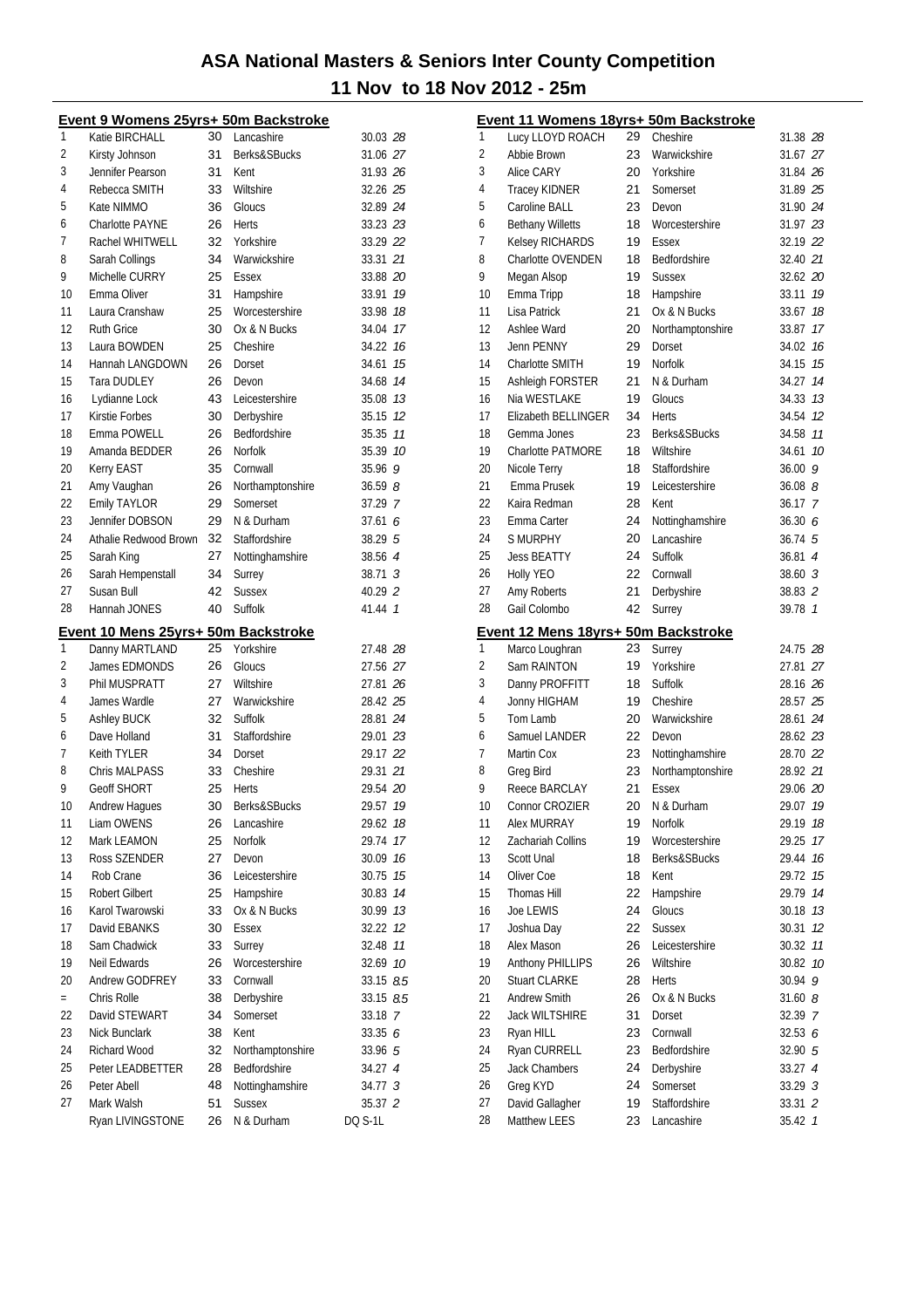# ASA National Masters & Seniors Inter County Competition

## 11 Nov to 18 Nov 2012 - 25m

### Event 9 Womens 25yrs+ 50m Backstroke

| Pos | Name | Age | County | Time | Points |
|---|---|---|---|---|---|
| 1 | Katie BIRCHALL | 30 | Lancashire | 30.03 | 28 |
| 2 | Kirsty Johnson | 31 | Berks&SBucks | 31.06 | 27 |
| 3 | Jennifer Pearson | 31 | Kent | 31.93 | 26 |
| 4 | Rebecca SMITH | 33 | Wiltshire | 32.26 | 25 |
| 5 | Kate NIMMO | 36 | Gloucs | 32.89 | 24 |
| 6 | Charlotte PAYNE | 26 | Herts | 33.23 | 23 |
| 7 | Rachel WHITWELL | 32 | Yorkshire | 33.29 | 22 |
| 8 | Sarah Collings | 34 | Warwickshire | 33.31 | 21 |
| 9 | Michelle CURRY | 25 | Essex | 33.88 | 20 |
| 10 | Emma Oliver | 31 | Hampshire | 33.91 | 19 |
| 11 | Laura Cranshaw | 25 | Worcestershire | 33.98 | 18 |
| 12 | Ruth Grice | 30 | Ox & N Bucks | 34.04 | 17 |
| 13 | Laura BOWDEN | 25 | Cheshire | 34.22 | 16 |
| 14 | Hannah LANGDOWN | 26 | Dorset | 34.61 | 15 |
| 15 | Tara DUDLEY | 26 | Devon | 34.68 | 14 |
| 16 | Lydianne Lock | 43 | Leicestershire | 35.08 | 13 |
| 17 | Kirstie Forbes | 30 | Derbyshire | 35.15 | 12 |
| 18 | Emma POWELL | 26 | Bedfordshire | 35.35 | 11 |
| 19 | Amanda BEDDER | 26 | Norfolk | 35.39 | 10 |
| 20 | Kerry EAST | 35 | Cornwall | 35.96 | 9 |
| 21 | Amy Vaughan | 26 | Northamptonshire | 36.59 | 8 |
| 22 | Emily TAYLOR | 29 | Somerset | 37.29 | 7 |
| 23 | Jennifer DOBSON | 29 | N & Durham | 37.61 | 6 |
| 24 | Athalie Redwood Brown | 32 | Staffordshire | 38.29 | 5 |
| 25 | Sarah King | 27 | Nottinghamshire | 38.56 | 4 |
| 26 | Sarah Hempenstall | 34 | Surrey | 38.71 | 3 |
| 27 | Susan Bull | 42 | Sussex | 40.29 | 2 |
| 28 | Hannah JONES | 40 | Suffolk | 41.44 | 1 |

### Event 10 Mens 25yrs+ 50m Backstroke

| Pos | Name | Age | County | Time | Points |
|---|---|---|---|---|---|
| 1 | Danny MARTLAND | 25 | Yorkshire | 27.48 | 28 |
| 2 | James EDMONDS | 26 | Gloucs | 27.56 | 27 |
| 3 | Phil MUSPRATT | 27 | Wiltshire | 27.81 | 26 |
| 4 | James Wardle | 27 | Warwickshire | 28.42 | 25 |
| 5 | Ashley BUCK | 32 | Suffolk | 28.81 | 24 |
| 6 | Dave Holland | 31 | Staffordshire | 29.01 | 23 |
| 7 | Keith TYLER | 34 | Dorset | 29.17 | 22 |
| 8 | Chris MALPASS | 33 | Cheshire | 29.31 | 21 |
| 9 | Geoff SHORT | 25 | Herts | 29.54 | 20 |
| 10 | Andrew Hagues | 30 | Berks&SBucks | 29.57 | 19 |
| 11 | Liam OWENS | 26 | Lancashire | 29.62 | 18 |
| 12 | Mark LEAMON | 25 | Norfolk | 29.74 | 17 |
| 13 | Ross SZENDER | 27 | Devon | 30.09 | 16 |
| 14 | Rob Crane | 36 | Leicestershire | 30.75 | 15 |
| 15 | Robert Gilbert | 25 | Hampshire | 30.83 | 14 |
| 16 | Karol Twarowski | 33 | Ox & N Bucks | 30.99 | 13 |
| 17 | David EBANKS | 30 | Essex | 32.22 | 12 |
| 18 | Sam Chadwick | 33 | Surrey | 32.48 | 11 |
| 19 | Neil Edwards | 26 | Worcestershire | 32.69 | 10 |
| 20 | Andrew GODFREY | 33 | Cornwall | 33.15 | 8.5 |
| = | Chris Rolle | 38 | Derbyshire | 33.15 | 8.5 |
| 22 | David STEWART | 34 | Somerset | 33.18 | 7 |
| 23 | Nick Bunclark | 38 | Kent | 33.35 | 6 |
| 24 | Richard Wood | 32 | Northamptonshire | 33.96 | 5 |
| 25 | Peter LEADBETTER | 28 | Bedfordshire | 34.27 | 4 |
| 26 | Peter Abell | 48 | Nottinghamshire | 34.77 | 3 |
| 27 | Mark Walsh | 51 | Sussex | 35.37 | 2 |
| | Ryan LIVINGSTONE | 26 | N & Durham | DQ S-1L | |

### Event 11 Womens 18yrs+ 50m Backstroke

| Pos | Name | Age | County | Time | Points |
|---|---|---|---|---|---|
| 1 | Lucy LLOYD ROACH | 29 | Cheshire | 31.38 | 28 |
| 2 | Abbie Brown | 23 | Warwickshire | 31.67 | 27 |
| 3 | Alice CARY | 20 | Yorkshire | 31.84 | 26 |
| 4 | Tracey KIDNER | 21 | Somerset | 31.89 | 25 |
| 5 | Caroline BALL | 23 | Devon | 31.90 | 24 |
| 6 | Bethany Willetts | 18 | Worcestershire | 31.97 | 23 |
| 7 | Kelsey RICHARDS | 19 | Essex | 32.19 | 22 |
| 8 | Charlotte OVENDEN | 18 | Bedfordshire | 32.40 | 21 |
| 9 | Megan Alsop | 19 | Sussex | 32.62 | 20 |
| 10 | Emma Tripp | 18 | Hampshire | 33.11 | 19 |
| 11 | Lisa Patrick | 21 | Ox & N Bucks | 33.67 | 18 |
| 12 | Ashlee Ward | 20 | Northamptonshire | 33.87 | 17 |
| 13 | Jenn PENNY | 29 | Dorset | 34.02 | 16 |
| 14 | Charlotte SMITH | 19 | Norfolk | 34.15 | 15 |
| 15 | Ashleigh FORSTER | 21 | N & Durham | 34.27 | 14 |
| 16 | Nia WESTLAKE | 19 | Gloucs | 34.33 | 13 |
| 17 | Elizabeth BELLINGER | 34 | Herts | 34.54 | 12 |
| 18 | Gemma Jones | 23 | Berks&SBucks | 34.58 | 11 |
| 19 | Charlotte PATMORE | 18 | Wiltshire | 34.61 | 10 |
| 20 | Nicole Terry | 18 | Staffordshire | 36.00 | 9 |
| 21 | Emma Prusek | 19 | Leicestershire | 36.08 | 8 |
| 22 | Kaira Redman | 28 | Kent | 36.17 | 7 |
| 23 | Emma Carter | 24 | Nottinghamshire | 36.30 | 6 |
| 24 | S MURPHY | 20 | Lancashire | 36.74 | 5 |
| 25 | Jess BEATTY | 24 | Suffolk | 36.81 | 4 |
| 26 | Holly YEO | 22 | Cornwall | 38.60 | 3 |
| 27 | Amy Roberts | 21 | Derbyshire | 38.83 | 2 |
| 28 | Gail Colombo | 42 | Surrey | 39.78 | 1 |

### Event 12 Mens 18yrs+ 50m Backstroke

| Pos | Name | Age | County | Time | Points |
|---|---|---|---|---|---|
| 1 | Marco Loughran | 23 | Surrey | 24.75 | 28 |
| 2 | Sam RAINTON | 19 | Yorkshire | 27.81 | 27 |
| 3 | Danny PROFFITT | 18 | Suffolk | 28.16 | 26 |
| 4 | Jonny HIGHAM | 19 | Cheshire | 28.57 | 25 |
| 5 | Tom Lamb | 20 | Warwickshire | 28.61 | 24 |
| 6 | Samuel LANDER | 22 | Devon | 28.62 | 23 |
| 7 | Martin Cox | 23 | Nottinghamshire | 28.70 | 22 |
| 8 | Greg Bird | 23 | Northamptonshire | 28.92 | 21 |
| 9 | Reece BARCLAY | 21 | Essex | 29.06 | 20 |
| 10 | Connor CROZIER | 20 | N & Durham | 29.07 | 19 |
| 11 | Alex MURRAY | 19 | Norfolk | 29.19 | 18 |
| 12 | Zachariah Collins | 19 | Worcestershire | 29.25 | 17 |
| 13 | Scott Unal | 18 | Berks&SBucks | 29.44 | 16 |
| 14 | Oliver Coe | 18 | Kent | 29.72 | 15 |
| 15 | Thomas Hill | 22 | Hampshire | 29.79 | 14 |
| 16 | Joe LEWIS | 24 | Gloucs | 30.18 | 13 |
| 17 | Joshua Day | 22 | Sussex | 30.31 | 12 |
| 18 | Alex Mason | 26 | Leicestershire | 30.32 | 11 |
| 19 | Anthony PHILLIPS | 26 | Wiltshire | 30.82 | 10 |
| 20 | Stuart CLARKE | 28 | Herts | 30.94 | 9 |
| 21 | Andrew Smith | 26 | Ox & N Bucks | 31.60 | 8 |
| 22 | Jack WILTSHIRE | 31 | Dorset | 32.39 | 7 |
| 23 | Ryan HILL | 23 | Cornwall | 32.53 | 6 |
| 24 | Ryan CURRELL | 23 | Bedfordshire | 32.90 | 5 |
| 25 | Jack Chambers | 24 | Derbyshire | 33.27 | 4 |
| 26 | Greg KYD | 24 | Somerset | 33.29 | 3 |
| 27 | David Gallagher | 19 | Staffordshire | 33.31 | 2 |
| 28 | Matthew LEES | 23 | Lancashire | 35.42 | 1 |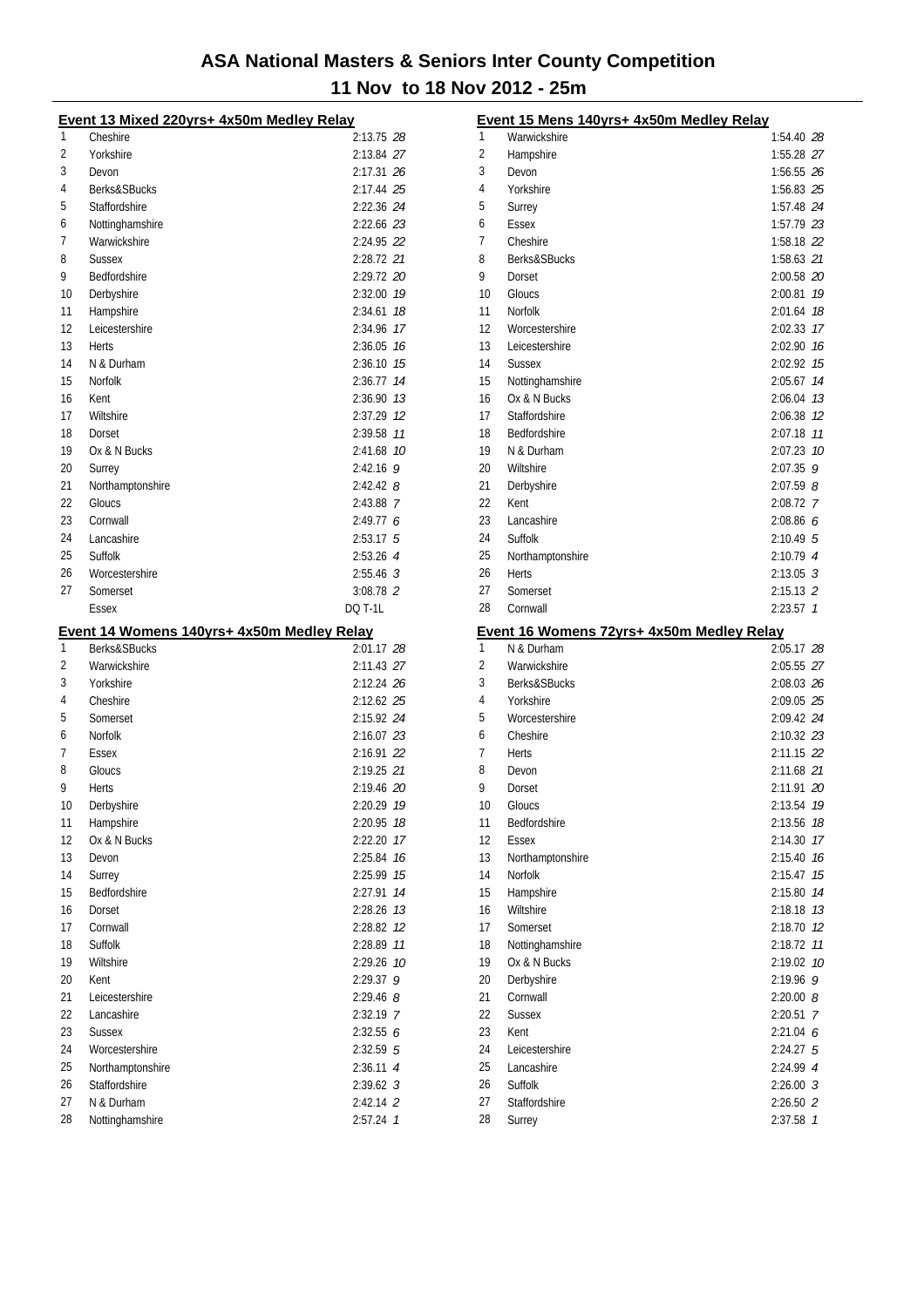# ASA National Masters & Seniors Inter County Competition

## 11 Nov to 18 Nov 2012 - 25m

### Event 13 Mixed 220yrs+ 4x50m Medley Relay

| Place | Team | Time | Points |
|---|---|---|---|
| 1 | Cheshire | 2:13.75 | 28 |
| 2 | Yorkshire | 2:13.84 | 27 |
| 3 | Devon | 2:17.31 | 26 |
| 4 | Berks&SBucks | 2:17.44 | 25 |
| 5 | Staffordshire | 2:22.36 | 24 |
| 6 | Nottinghamshire | 2:22.66 | 23 |
| 7 | Warwickshire | 2:24.95 | 22 |
| 8 | Sussex | 2:28.72 | 21 |
| 9 | Bedfordshire | 2:29.72 | 20 |
| 10 | Derbyshire | 2:32.00 | 19 |
| 11 | Hampshire | 2:34.61 | 18 |
| 12 | Leicestershire | 2:34.96 | 17 |
| 13 | Herts | 2:36.05 | 16 |
| 14 | N & Durham | 2:36.10 | 15 |
| 15 | Norfolk | 2:36.77 | 14 |
| 16 | Kent | 2:36.90 | 13 |
| 17 | Wiltshire | 2:37.29 | 12 |
| 18 | Dorset | 2:39.58 | 11 |
| 19 | Ox & N Bucks | 2:41.68 | 10 |
| 20 | Surrey | 2:42.16 | 9 |
| 21 | Northamptonshire | 2:42.42 | 8 |
| 22 | Gloucs | 2:43.88 | 7 |
| 23 | Cornwall | 2:49.77 | 6 |
| 24 | Lancashire | 2:53.17 | 5 |
| 25 | Suffolk | 2:53.26 | 4 |
| 26 | Worcestershire | 2:55.46 | 3 |
| 27 | Somerset | 3:08.78 | 2 |
| | Essex | DQ T-1L | |

### Event 14 Womens 140yrs+ 4x50m Medley Relay

| Place | Team | Time | Points |
|---|---|---|---|
| 1 | Berks&SBucks | 2:01.17 | 28 |
| 2 | Warwickshire | 2:11.43 | 27 |
| 3 | Yorkshire | 2:12.24 | 26 |
| 4 | Cheshire | 2:12.62 | 25 |
| 5 | Somerset | 2:15.92 | 24 |
| 6 | Norfolk | 2:16.07 | 23 |
| 7 | Essex | 2:16.91 | 22 |
| 8 | Gloucs | 2:19.25 | 21 |
| 9 | Herts | 2:19.46 | 20 |
| 10 | Derbyshire | 2:20.29 | 19 |
| 11 | Hampshire | 2:20.95 | 18 |
| 12 | Ox & N Bucks | 2:22.20 | 17 |
| 13 | Devon | 2:25.84 | 16 |
| 14 | Surrey | 2:25.99 | 15 |
| 15 | Bedfordshire | 2:27.91 | 14 |
| 16 | Dorset | 2:28.26 | 13 |
| 17 | Cornwall | 2:28.82 | 12 |
| 18 | Suffolk | 2:28.89 | 11 |
| 19 | Wiltshire | 2:29.26 | 10 |
| 20 | Kent | 2:29.37 | 9 |
| 21 | Leicestershire | 2:29.46 | 8 |
| 22 | Lancashire | 2:32.19 | 7 |
| 23 | Sussex | 2:32.55 | 6 |
| 24 | Worcestershire | 2:32.59 | 5 |
| 25 | Northamptonshire | 2:36.11 | 4 |
| 26 | Staffordshire | 2:39.62 | 3 |
| 27 | N & Durham | 2:42.14 | 2 |
| 28 | Nottinghamshire | 2:57.24 | 1 |

### Event 15 Mens 140yrs+ 4x50m Medley Relay

| Place | Team | Time | Points |
|---|---|---|---|
| 1 | Warwickshire | 1:54.40 | 28 |
| 2 | Hampshire | 1:55.28 | 27 |
| 3 | Devon | 1:56.55 | 26 |
| 4 | Yorkshire | 1:56.83 | 25 |
| 5 | Surrey | 1:57.48 | 24 |
| 6 | Essex | 1:57.79 | 23 |
| 7 | Cheshire | 1:58.18 | 22 |
| 8 | Berks&SBucks | 1:58.63 | 21 |
| 9 | Dorset | 2:00.58 | 20 |
| 10 | Gloucs | 2:00.81 | 19 |
| 11 | Norfolk | 2:01.64 | 18 |
| 12 | Worcestershire | 2:02.33 | 17 |
| 13 | Leicestershire | 2:02.90 | 16 |
| 14 | Sussex | 2:02.92 | 15 |
| 15 | Nottinghamshire | 2:05.67 | 14 |
| 16 | Ox & N Bucks | 2:06.04 | 13 |
| 17 | Staffordshire | 2:06.38 | 12 |
| 18 | Bedfordshire | 2:07.18 | 11 |
| 19 | N & Durham | 2:07.23 | 10 |
| 20 | Wiltshire | 2:07.35 | 9 |
| 21 | Derbyshire | 2:07.59 | 8 |
| 22 | Kent | 2:08.72 | 7 |
| 23 | Lancashire | 2:08.86 | 6 |
| 24 | Suffolk | 2:10.49 | 5 |
| 25 | Northamptonshire | 2:10.79 | 4 |
| 26 | Herts | 2:13.05 | 3 |
| 27 | Somerset | 2:15.13 | 2 |
| 28 | Cornwall | 2:23.57 | 1 |

### Event 16 Womens 72yrs+ 4x50m Medley Relay

| Place | Team | Time | Points |
|---|---|---|---|
| 1 | N & Durham | 2:05.17 | 28 |
| 2 | Warwickshire | 2:05.55 | 27 |
| 3 | Berks&SBucks | 2:08.03 | 26 |
| 4 | Yorkshire | 2:09.05 | 25 |
| 5 | Worcestershire | 2:09.42 | 24 |
| 6 | Cheshire | 2:10.32 | 23 |
| 7 | Herts | 2:11.15 | 22 |
| 8 | Devon | 2:11.68 | 21 |
| 9 | Dorset | 2:11.91 | 20 |
| 10 | Gloucs | 2:13.54 | 19 |
| 11 | Bedfordshire | 2:13.56 | 18 |
| 12 | Essex | 2:14.30 | 17 |
| 13 | Northamptonshire | 2:15.40 | 16 |
| 14 | Norfolk | 2:15.47 | 15 |
| 15 | Hampshire | 2:15.80 | 14 |
| 16 | Wiltshire | 2:18.18 | 13 |
| 17 | Somerset | 2:18.70 | 12 |
| 18 | Nottinghamshire | 2:18.72 | 11 |
| 19 | Ox & N Bucks | 2:19.02 | 10 |
| 20 | Derbyshire | 2:19.96 | 9 |
| 21 | Cornwall | 2:20.00 | 8 |
| 22 | Sussex | 2:20.51 | 7 |
| 23 | Kent | 2:21.04 | 6 |
| 24 | Leicestershire | 2:24.27 | 5 |
| 25 | Lancashire | 2:24.99 | 4 |
| 26 | Suffolk | 2:26.00 | 3 |
| 27 | Staffordshire | 2:26.50 | 2 |
| 28 | Surrey | 2:37.58 | 1 |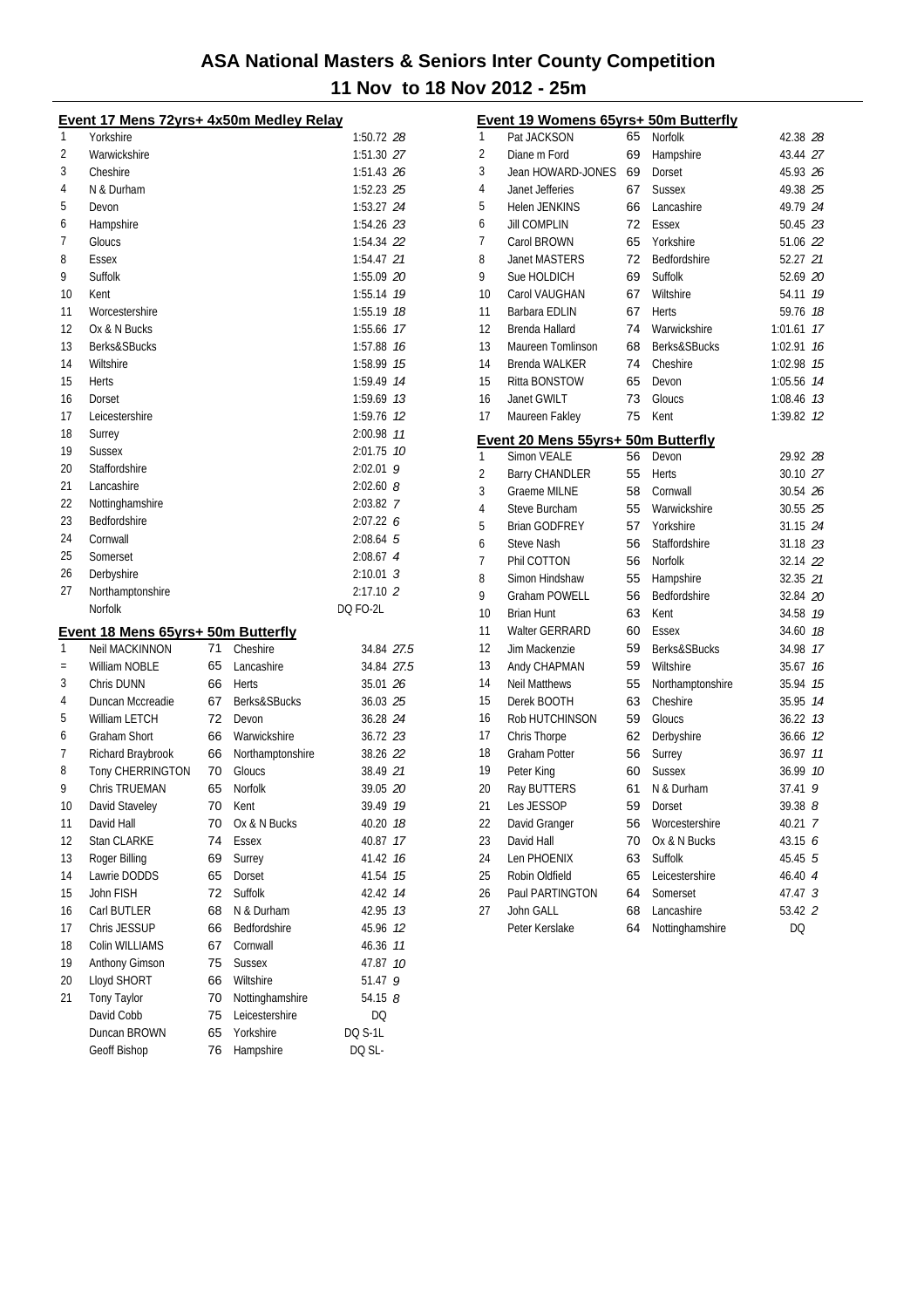# ASA National Masters & Seniors Inter County Competition

## 11 Nov to 18 Nov 2012 - 25m

### Event 17 Mens 72yrs+ 4x50m Medley Relay

| Place | Team | Time | Points |
|---|---|---|---|
| 1 | Yorkshire | 1:50.72 | 28 |
| 2 | Warwickshire | 1:51.30 | 27 |
| 3 | Cheshire | 1:51.43 | 26 |
| 4 | N & Durham | 1:52.23 | 25 |
| 5 | Devon | 1:53.27 | 24 |
| 6 | Hampshire | 1:54.26 | 23 |
| 7 | Gloucs | 1:54.34 | 22 |
| 8 | Essex | 1:54.47 | 21 |
| 9 | Suffolk | 1:55.09 | 20 |
| 10 | Kent | 1:55.14 | 19 |
| 11 | Worcestershire | 1:55.19 | 18 |
| 12 | Ox & N Bucks | 1:55.66 | 17 |
| 13 | Berks&SBucks | 1:57.88 | 16 |
| 14 | Wiltshire | 1:58.99 | 15 |
| 15 | Herts | 1:59.49 | 14 |
| 16 | Dorset | 1:59.69 | 13 |
| 17 | Leicestershire | 1:59.76 | 12 |
| 18 | Surrey | 2:00.98 | 11 |
| 19 | Sussex | 2:01.75 | 10 |
| 20 | Staffordshire | 2:02.01 | 9 |
| 21 | Lancashire | 2:02.60 | 8 |
| 22 | Nottinghamshire | 2:03.82 | 7 |
| 23 | Bedfordshire | 2:07.22 | 6 |
| 24 | Cornwall | 2:08.64 | 5 |
| 25 | Somerset | 2:08.67 | 4 |
| 26 | Derbyshire | 2:10.01 | 3 |
| 27 | Northamptonshire | 2:17.10 | 2 |
| | Norfolk | DQ FO-2L | |

### Event 18 Mens 65yrs+ 50m Butterfly

| Place | Name | Age | County | Time | Points |
|---|---|---|---|---|---|
| 1 | Neil MACKINNON | 71 | Cheshire | 34.84 | 27.5 |
| = | William NOBLE | 65 | Lancashire | 34.84 | 27.5 |
| 3 | Chris DUNN | 66 | Herts | 35.01 | 26 |
| 4 | Duncan Mccreadie | 67 | Berks&SBucks | 36.03 | 25 |
| 5 | William LETCH | 72 | Devon | 36.28 | 24 |
| 6 | Graham Short | 66 | Warwickshire | 36.72 | 23 |
| 7 | Richard Braybrook | 66 | Northamptonshire | 38.26 | 22 |
| 8 | Tony CHERRINGTON | 70 | Gloucs | 38.49 | 21 |
| 9 | Chris TRUEMAN | 65 | Norfolk | 39.05 | 20 |
| 10 | David Staveley | 70 | Kent | 39.49 | 19 |
| 11 | David Hall | 70 | Ox & N Bucks | 40.20 | 18 |
| 12 | Stan CLARKE | 74 | Essex | 40.87 | 17 |
| 13 | Roger Billing | 69 | Surrey | 41.42 | 16 |
| 14 | Lawrie DODDS | 65 | Dorset | 41.54 | 15 |
| 15 | John FISH | 72 | Suffolk | 42.42 | 14 |
| 16 | Carl BUTLER | 68 | N & Durham | 42.95 | 13 |
| 17 | Chris JESSUP | 66 | Bedfordshire | 45.96 | 12 |
| 18 | Colin WILLIAMS | 67 | Cornwall | 46.36 | 11 |
| 19 | Anthony Gimson | 75 | Sussex | 47.87 | 10 |
| 20 | Lloyd SHORT | 66 | Wiltshire | 51.47 | 9 |
| 21 | Tony Taylor | 70 | Nottinghamshire | 54.15 | 8 |
| | David Cobb | 75 | Leicestershire | DQ | |
| | Duncan BROWN | 65 | Yorkshire | DQ S-1L | |
| | Geoff Bishop | 76 | Hampshire | DQ SL- | |

### Event 19 Womens 65yrs+ 50m Butterfly

| Place | Name | Age | County | Time | Points |
|---|---|---|---|---|---|
| 1 | Pat JACKSON | 65 | Norfolk | 42.38 | 28 |
| 2 | Diane m Ford | 69 | Hampshire | 43.44 | 27 |
| 3 | Jean HOWARD-JONES | 69 | Dorset | 45.93 | 26 |
| 4 | Janet Jefferies | 67 | Sussex | 49.38 | 25 |
| 5 | Helen JENKINS | 66 | Lancashire | 49.79 | 24 |
| 6 | Jill COMPLIN | 72 | Essex | 50.45 | 23 |
| 7 | Carol BROWN | 65 | Yorkshire | 51.06 | 22 |
| 8 | Janet MASTERS | 72 | Bedfordshire | 52.27 | 21 |
| 9 | Sue HOLDICH | 69 | Suffolk | 52.69 | 20 |
| 10 | Carol VAUGHAN | 67 | Wiltshire | 54.11 | 19 |
| 11 | Barbara EDLIN | 67 | Herts | 59.76 | 18 |
| 12 | Brenda Hallard | 74 | Warwickshire | 1:01.61 | 17 |
| 13 | Maureen Tomlinson | 68 | Berks&SBucks | 1:02.91 | 16 |
| 14 | Brenda WALKER | 74 | Cheshire | 1:02.98 | 15 |
| 15 | Ritta BONSTOW | 65 | Devon | 1:05.56 | 14 |
| 16 | Janet GWILT | 73 | Gloucs | 1:08.46 | 13 |
| 17 | Maureen Fakley | 75 | Kent | 1:39.82 | 12 |

### Event 20 Mens 55yrs+ 50m Butterfly

| Place | Name | Age | County | Time | Points |
|---|---|---|---|---|---|
| 1 | Simon VEALE | 56 | Devon | 29.92 | 28 |
| 2 | Barry CHANDLER | 55 | Herts | 30.10 | 27 |
| 3 | Graeme MILNE | 58 | Cornwall | 30.54 | 26 |
| 4 | Steve Burcham | 55 | Warwickshire | 30.55 | 25 |
| 5 | Brian GODFREY | 57 | Yorkshire | 31.15 | 24 |
| 6 | Steve Nash | 56 | Staffordshire | 31.18 | 23 |
| 7 | Phil COTTON | 56 | Norfolk | 32.14 | 22 |
| 8 | Simon Hindshaw | 55 | Hampshire | 32.35 | 21 |
| 9 | Graham POWELL | 56 | Bedfordshire | 32.84 | 20 |
| 10 | Brian Hunt | 63 | Kent | 34.58 | 19 |
| 11 | Walter GERRARD | 60 | Essex | 34.60 | 18 |
| 12 | Jim Mackenzie | 59 | Berks&SBucks | 34.98 | 17 |
| 13 | Andy CHAPMAN | 59 | Wiltshire | 35.67 | 16 |
| 14 | Neil Matthews | 55 | Northamptonshire | 35.94 | 15 |
| 15 | Derek BOOTH | 63 | Cheshire | 35.95 | 14 |
| 16 | Rob HUTCHINSON | 59 | Gloucs | 36.22 | 13 |
| 17 | Chris Thorpe | 62 | Derbyshire | 36.66 | 12 |
| 18 | Graham Potter | 56 | Surrey | 36.97 | 11 |
| 19 | Peter King | 60 | Sussex | 36.99 | 10 |
| 20 | Ray BUTTERS | 61 | N & Durham | 37.41 | 9 |
| 21 | Les JESSOP | 59 | Dorset | 39.38 | 8 |
| 22 | David Granger | 56 | Worcestershire | 40.21 | 7 |
| 23 | David Hall | 70 | Ox & N Bucks | 43.15 | 6 |
| 24 | Len PHOENIX | 63 | Suffolk | 45.45 | 5 |
| 25 | Robin Oldfield | 65 | Leicestershire | 46.40 | 4 |
| 26 | Paul PARTINGTON | 64 | Somerset | 47.47 | 3 |
| 27 | John GALL | 68 | Lancashire | 53.42 | 2 |
| | Peter Kerslake | 64 | Nottinghamshire | DQ | |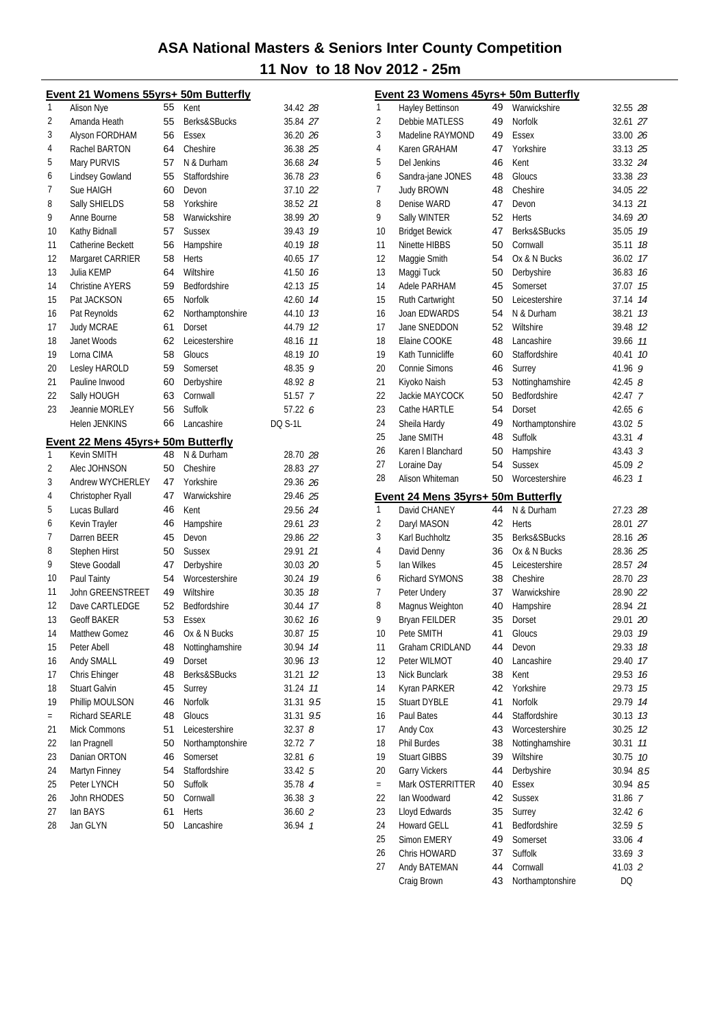# ASA National Masters & Seniors Inter County Competition

## 11 Nov to 18 Nov 2012 - 25m

### Event 21 Womens 55yrs+ 50m Butterfly

| Pos | Name | Age | County | Time | Points |
|---|---|---|---|---|---|
| 1 | Alison Nye | 55 | Kent | 34.42 | 28 |
| 2 | Amanda Heath | 55 | Berks&SBucks | 35.84 | 27 |
| 3 | Alyson FORDHAM | 56 | Essex | 36.20 | 26 |
| 4 | Rachel BARTON | 64 | Cheshire | 36.38 | 25 |
| 5 | Mary PURVIS | 57 | N & Durham | 36.68 | 24 |
| 6 | Lindsey Gowland | 55 | Staffordshire | 36.78 | 23 |
| 7 | Sue HAIGH | 60 | Devon | 37.10 | 22 |
| 8 | Sally SHIELDS | 58 | Yorkshire | 38.52 | 21 |
| 9 | Anne Bourne | 58 | Warwickshire | 38.99 | 20 |
| 10 | Kathy Bidnall | 57 | Sussex | 39.43 | 19 |
| 11 | Catherine Beckett | 56 | Hampshire | 40.19 | 18 |
| 12 | Margaret CARRIER | 58 | Herts | 40.65 | 17 |
| 13 | Julia KEMP | 64 | Wiltshire | 41.50 | 16 |
| 14 | Christine AYERS | 59 | Bedfordshire | 42.13 | 15 |
| 15 | Pat JACKSON | 65 | Norfolk | 42.60 | 14 |
| 16 | Pat Reynolds | 62 | Northamptonshire | 44.10 | 13 |
| 17 | Judy MCRAE | 61 | Dorset | 44.79 | 12 |
| 18 | Janet Woods | 62 | Leicestershire | 48.16 | 11 |
| 19 | Lorna CIMA | 58 | Gloucs | 48.19 | 10 |
| 20 | Lesley HAROLD | 59 | Somerset | 48.35 | 9 |
| 21 | Pauline Inwood | 60 | Derbyshire | 48.92 | 8 |
| 22 | Sally HOUGH | 63 | Cornwall | 51.57 | 7 |
| 23 | Jeannie MORLEY | 56 | Suffolk | 57.22 | 6 |
| | Helen JENKINS | 66 | Lancashire | DQ S-1L | |

### Event 22 Mens 45yrs+ 50m Butterfly

| Pos | Name | Age | County | Time | Points |
|---|---|---|---|---|---|
| 1 | Kevin SMITH | 48 | N & Durham | 28.70 | 28 |
| 2 | Alec JOHNSON | 50 | Cheshire | 28.83 | 27 |
| 3 | Andrew WYCHERLEY | 47 | Yorkshire | 29.36 | 26 |
| 4 | Christopher Ryall | 47 | Warwickshire | 29.46 | 25 |
| 5 | Lucas Bullard | 46 | Kent | 29.56 | 24 |
| 6 | Kevin Trayler | 46 | Hampshire | 29.61 | 23 |
| 7 | Darren BEER | 45 | Devon | 29.86 | 22 |
| 8 | Stephen Hirst | 50 | Sussex | 29.91 | 21 |
| 9 | Steve Goodall | 47 | Derbyshire | 30.03 | 20 |
| 10 | Paul Tainty | 54 | Worcestershire | 30.24 | 19 |
| 11 | John GREENSTREET | 49 | Wiltshire | 30.35 | 18 |
| 12 | Dave CARTLEDGE | 52 | Bedfordshire | 30.44 | 17 |
| 13 | Geoff BAKER | 53 | Essex | 30.62 | 16 |
| 14 | Matthew Gomez | 46 | Ox & N Bucks | 30.87 | 15 |
| 15 | Peter Abell | 48 | Nottinghamshire | 30.94 | 14 |
| 16 | Andy SMALL | 49 | Dorset | 30.96 | 13 |
| 17 | Chris Ehinger | 48 | Berks&SBucks | 31.21 | 12 |
| 18 | Stuart Galvin | 45 | Surrey | 31.24 | 11 |
| 19 | Phillip MOULSON | 46 | Norfolk | 31.31 | 9.5 |
| = | Richard SEARLE | 48 | Gloucs | 31.31 | 9.5 |
| 21 | Mick Commons | 51 | Leicestershire | 32.37 | 8 |
| 22 | Ian Pragnell | 50 | Northamptonshire | 32.72 | 7 |
| 23 | Danian ORTON | 46 | Somerset | 32.81 | 6 |
| 24 | Martyn Finney | 54 | Staffordshire | 33.42 | 5 |
| 25 | Peter LYNCH | 50 | Suffolk | 35.78 | 4 |
| 26 | John RHODES | 50 | Cornwall | 36.38 | 3 |
| 27 | Ian BAYS | 61 | Herts | 36.60 | 2 |
| 28 | Jan GLYN | 50 | Lancashire | 36.94 | 1 |

### Event 23 Womens 45yrs+ 50m Butterfly

| Pos | Name | Age | County | Time | Points |
|---|---|---|---|---|---|
| 1 | Hayley Bettinson | 49 | Warwickshire | 32.55 | 28 |
| 2 | Debbie MATLESS | 49 | Norfolk | 32.61 | 27 |
| 3 | Madeline RAYMOND | 49 | Essex | 33.00 | 26 |
| 4 | Karen GRAHAM | 47 | Yorkshire | 33.13 | 25 |
| 5 | Del Jenkins | 46 | Kent | 33.32 | 24 |
| 6 | Sandra-jane JONES | 48 | Gloucs | 33.38 | 23 |
| 7 | Judy BROWN | 48 | Cheshire | 34.05 | 22 |
| 8 | Denise WARD | 47 | Devon | 34.13 | 21 |
| 9 | Sally WINTER | 52 | Herts | 34.69 | 20 |
| 10 | Bridget Bewick | 47 | Berks&SBucks | 35.05 | 19 |
| 11 | Ninette HIBBS | 50 | Cornwall | 35.11 | 18 |
| 12 | Maggie Smith | 54 | Ox & N Bucks | 36.02 | 17 |
| 13 | Maggi Tuck | 50 | Derbyshire | 36.83 | 16 |
| 14 | Adele PARHAM | 45 | Somerset | 37.07 | 15 |
| 15 | Ruth Cartwright | 50 | Leicestershire | 37.14 | 14 |
| 16 | Joan EDWARDS | 54 | N & Durham | 38.21 | 13 |
| 17 | Jane SNEDDON | 52 | Wiltshire | 39.48 | 12 |
| 18 | Elaine COOKE | 48 | Lancashire | 39.66 | 11 |
| 19 | Kath Tunnicliffe | 60 | Staffordshire | 40.41 | 10 |
| 20 | Connie Simons | 46 | Surrey | 41.96 | 9 |
| 21 | Kiyoko Naish | 53 | Nottinghamshire | 42.45 | 8 |
| 22 | Jackie MAYCOCK | 50 | Bedfordshire | 42.47 | 7 |
| 23 | Cathe HARTLE | 54 | Dorset | 42.65 | 6 |
| 24 | Sheila Hardy | 49 | Northamptonshire | 43.02 | 5 |
| 25 | Jane SMITH | 48 | Suffolk | 43.31 | 4 |
| 26 | Karen I Blanchard | 50 | Hampshire | 43.43 | 3 |
| 27 | Loraine Day | 54 | Sussex | 45.09 | 2 |
| 28 | Alison Whiteman | 50 | Worcestershire | 46.23 | 1 |

### Event 24 Mens 35yrs+ 50m Butterfly

| Pos | Name | Age | County | Time | Points |
|---|---|---|---|---|---|
| 1 | David CHANEY | 44 | N & Durham | 27.23 | 28 |
| 2 | Daryl MASON | 42 | Herts | 28.01 | 27 |
| 3 | Karl Buchholtz | 35 | Berks&SBucks | 28.16 | 26 |
| 4 | David Denny | 36 | Ox & N Bucks | 28.36 | 25 |
| 5 | Ian Wilkes | 45 | Leicestershire | 28.57 | 24 |
| 6 | Richard SYMONS | 38 | Cheshire | 28.70 | 23 |
| 7 | Peter Undery | 37 | Warwickshire | 28.90 | 22 |
| 8 | Magnus Weighton | 40 | Hampshire | 28.94 | 21 |
| 9 | Bryan FEILDER | 35 | Dorset | 29.01 | 20 |
| 10 | Pete SMITH | 41 | Gloucs | 29.03 | 19 |
| 11 | Graham CRIDLAND | 44 | Devon | 29.33 | 18 |
| 12 | Peter WILMOT | 40 | Lancashire | 29.40 | 17 |
| 13 | Nick Bunclark | 38 | Kent | 29.53 | 16 |
| 14 | Kyran PARKER | 42 | Yorkshire | 29.73 | 15 |
| 15 | Stuart DYBLE | 41 | Norfolk | 29.79 | 14 |
| 16 | Paul Bates | 44 | Staffordshire | 30.13 | 13 |
| 17 | Andy Cox | 43 | Worcestershire | 30.25 | 12 |
| 18 | Phil Burdes | 38 | Nottinghamshire | 30.31 | 11 |
| 19 | Stuart GIBBS | 39 | Wiltshire | 30.75 | 10 |
| 20 | Garry Vickers | 44 | Derbyshire | 30.94 | 8.5 |
| = | Mark OSTERRITTER | 40 | Essex | 30.94 | 8.5 |
| 22 | Ian Woodward | 42 | Sussex | 31.86 | 7 |
| 23 | Lloyd Edwards | 35 | Surrey | 32.42 | 6 |
| 24 | Howard GELL | 41 | Bedfordshire | 32.59 | 5 |
| 25 | Simon EMERY | 49 | Somerset | 33.06 | 4 |
| 26 | Chris HOWARD | 37 | Suffolk | 33.69 | 3 |
| 27 | Andy BATEMAN | 44 | Cornwall | 41.03 | 2 |
| | Craig Brown | 43 | Northamptonshire | DQ | |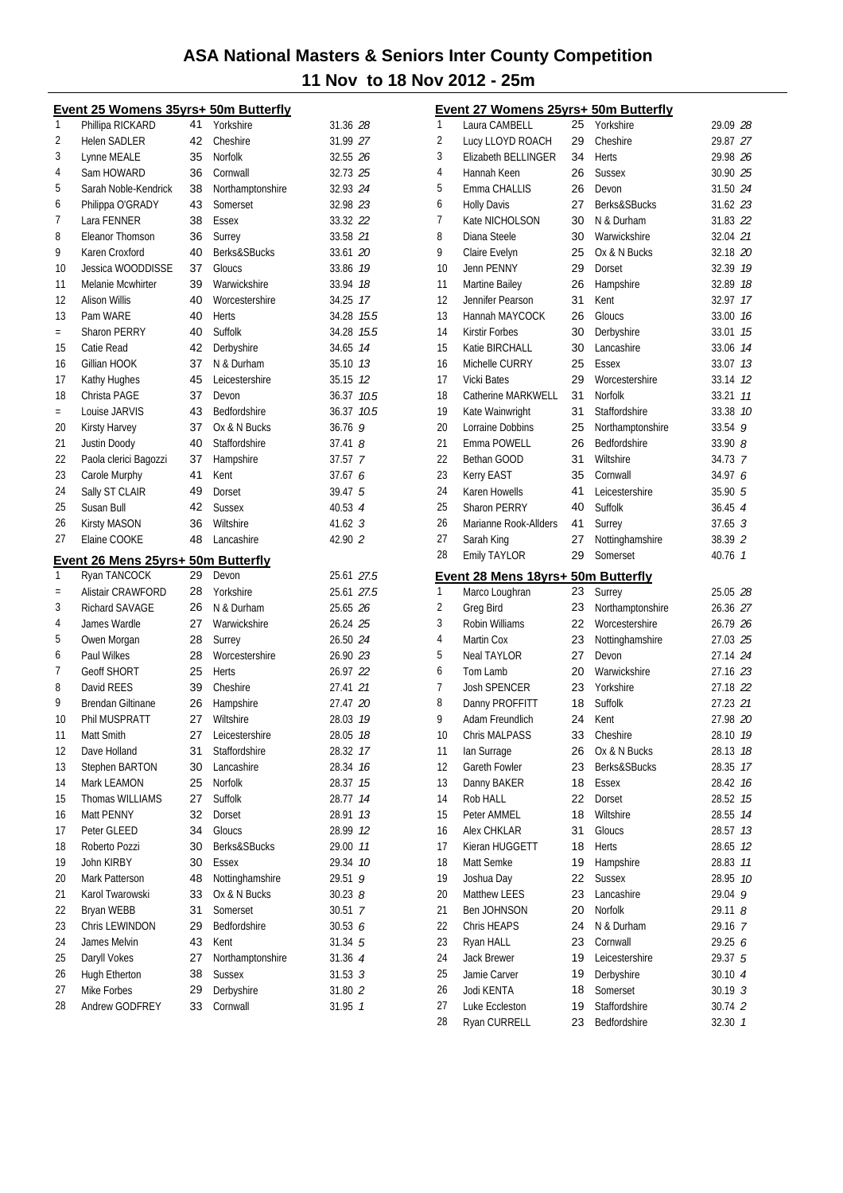# ASA National Masters & Seniors Inter County Competition

## 11 Nov to 18 Nov 2012 - 25m

### Event 25 Womens 35yrs+ 50m Butterfly

| Pos | Name | Age | County | Time | Points |
|---|---|---|---|---|---|
| 1 | Phillipa RICKARD | 41 | Yorkshire | 31.36 | 28 |
| 2 | Helen SADLER | 42 | Cheshire | 31.99 | 27 |
| 3 | Lynne MEALE | 35 | Norfolk | 32.55 | 26 |
| 4 | Sam HOWARD | 36 | Cornwall | 32.73 | 25 |
| 5 | Sarah Noble-Kendrick | 38 | Northamptonshire | 32.93 | 24 |
| 6 | Philippa O'GRADY | 43 | Somerset | 32.98 | 23 |
| 7 | Lara FENNER | 38 | Essex | 33.32 | 22 |
| 8 | Eleanor Thomson | 36 | Surrey | 33.58 | 21 |
| 9 | Karen Croxford | 40 | Berks&SBucks | 33.61 | 20 |
| 10 | Jessica WOODDISSE | 37 | Gloucs | 33.86 | 19 |
| 11 | Melanie Mcwhirter | 39 | Warwickshire | 33.94 | 18 |
| 12 | Alison Willis | 40 | Worcestershire | 34.25 | 17 |
| 13 | Pam WARE | 40 | Herts | 34.28 | 15.5 |
| = | Sharon PERRY | 40 | Suffolk | 34.28 | 15.5 |
| 15 | Catie Read | 42 | Derbyshire | 34.65 | 14 |
| 16 | Gillian HOOK | 37 | N & Durham | 35.10 | 13 |
| 17 | Kathy Hughes | 45 | Leicestershire | 35.15 | 12 |
| 18 | Christa PAGE | 37 | Devon | 36.37 | 10.5 |
| = | Louise JARVIS | 43 | Bedfordshire | 36.37 | 10.5 |
| 20 | Kirsty Harvey | 37 | Ox & N Bucks | 36.76 | 9 |
| 21 | Justin Doody | 40 | Staffordshire | 37.41 | 8 |
| 22 | Paola clerici Bagozzi | 37 | Hampshire | 37.57 | 7 |
| 23 | Carole Murphy | 41 | Kent | 37.67 | 6 |
| 24 | Sally ST CLAIR | 49 | Dorset | 39.47 | 5 |
| 25 | Susan Bull | 42 | Sussex | 40.53 | 4 |
| 26 | Kirsty MASON | 36 | Wiltshire | 41.62 | 3 |
| 27 | Elaine COOKE | 48 | Lancashire | 42.90 | 2 |

### Event 26 Mens 25yrs+ 50m Butterfly

| Pos | Name | Age | County | Time | Points |
|---|---|---|---|---|---|
| 1 | Ryan TANCOCK | 29 | Devon | 25.61 | 27.5 |
| = | Alistair CRAWFORD | 28 | Yorkshire | 25.61 | 27.5 |
| 3 | Richard SAVAGE | 26 | N & Durham | 25.65 | 26 |
| 4 | James Wardle | 27 | Warwickshire | 26.24 | 25 |
| 5 | Owen Morgan | 28 | Surrey | 26.50 | 24 |
| 6 | Paul Wilkes | 28 | Worcestershire | 26.90 | 23 |
| 7 | Geoff SHORT | 25 | Herts | 26.97 | 22 |
| 8 | David REES | 39 | Cheshire | 27.41 | 21 |
| 9 | Brendan Giltinane | 26 | Hampshire | 27.47 | 20 |
| 10 | Phil MUSPRATT | 27 | Wiltshire | 28.03 | 19 |
| 11 | Matt Smith | 27 | Leicestershire | 28.05 | 18 |
| 12 | Dave Holland | 31 | Staffordshire | 28.32 | 17 |
| 13 | Stephen BARTON | 30 | Lancashire | 28.34 | 16 |
| 14 | Mark LEAMON | 25 | Norfolk | 28.37 | 15 |
| 15 | Thomas WILLIAMS | 27 | Suffolk | 28.77 | 14 |
| 16 | Matt PENNY | 32 | Dorset | 28.91 | 13 |
| 17 | Peter GLEED | 34 | Gloucs | 28.99 | 12 |
| 18 | Roberto Pozzi | 30 | Berks&SBucks | 29.00 | 11 |
| 19 | John KIRBY | 30 | Essex | 29.34 | 10 |
| 20 | Mark Patterson | 48 | Nottinghamshire | 29.51 | 9 |
| 21 | Karol Twarowski | 33 | Ox & N Bucks | 30.23 | 8 |
| 22 | Bryan WEBB | 31 | Somerset | 30.51 | 7 |
| 23 | Chris LEWINDON | 29 | Bedfordshire | 30.53 | 6 |
| 24 | James Melvin | 43 | Kent | 31.34 | 5 |
| 25 | Daryll Vokes | 27 | Northamptonshire | 31.36 | 4 |
| 26 | Hugh Etherton | 38 | Sussex | 31.53 | 3 |
| 27 | Mike Forbes | 29 | Derbyshire | 31.80 | 2 |
| 28 | Andrew GODFREY | 33 | Cornwall | 31.95 | 1 |

### Event 27 Womens 25yrs+ 50m Butterfly

| Pos | Name | Age | County | Time | Points |
|---|---|---|---|---|---|
| 1 | Laura CAMBELL | 25 | Yorkshire | 29.09 | 28 |
| 2 | Lucy LLOYD ROACH | 29 | Cheshire | 29.87 | 27 |
| 3 | Elizabeth BELLINGER | 34 | Herts | 29.98 | 26 |
| 4 | Hannah Keen | 26 | Sussex | 30.90 | 25 |
| 5 | Emma CHALLIS | 26 | Devon | 31.50 | 24 |
| 6 | Holly Davis | 27 | Berks&SBucks | 31.62 | 23 |
| 7 | Kate NICHOLSON | 30 | N & Durham | 31.83 | 22 |
| 8 | Diana Steele | 30 | Warwickshire | 32.04 | 21 |
| 9 | Claire Evelyn | 25 | Ox & N Bucks | 32.18 | 20 |
| 10 | Jenn PENNY | 29 | Dorset | 32.39 | 19 |
| 11 | Martine Bailey | 26 | Hampshire | 32.89 | 18 |
| 12 | Jennifer Pearson | 31 | Kent | 32.97 | 17 |
| 13 | Hannah MAYCOCK | 26 | Gloucs | 33.00 | 16 |
| 14 | Kirstir Forbes | 30 | Derbyshire | 33.01 | 15 |
| 15 | Katie BIRCHALL | 30 | Lancashire | 33.06 | 14 |
| 16 | Michelle CURRY | 25 | Essex | 33.07 | 13 |
| 17 | Vicki Bates | 29 | Worcestershire | 33.14 | 12 |
| 18 | Catherine MARKWELL | 31 | Norfolk | 33.21 | 11 |
| 19 | Kate Wainwright | 31 | Staffordshire | 33.38 | 10 |
| 20 | Lorraine Dobbins | 25 | Northamptonshire | 33.54 | 9 |
| 21 | Emma POWELL | 26 | Bedfordshire | 33.90 | 8 |
| 22 | Bethan GOOD | 31 | Wiltshire | 34.73 | 7 |
| 23 | Kerry EAST | 35 | Cornwall | 34.97 | 6 |
| 24 | Karen Howells | 41 | Leicestershire | 35.90 | 5 |
| 25 | Sharon PERRY | 40 | Suffolk | 36.45 | 4 |
| 26 | Marianne Rook-Allders | 41 | Surrey | 37.65 | 3 |
| 27 | Sarah King | 27 | Nottinghamshire | 38.39 | 2 |
| 28 | Emily TAYLOR | 29 | Somerset | 40.76 | 1 |

### Event 28 Mens 18yrs+ 50m Butterfly

| Pos | Name | Age | County | Time | Points |
|---|---|---|---|---|---|
| 1 | Marco Loughran | 23 | Surrey | 25.05 | 28 |
| 2 | Greg Bird | 23 | Northamptonshire | 26.36 | 27 |
| 3 | Robin Williams | 22 | Worcestershire | 26.79 | 26 |
| 4 | Martin Cox | 23 | Nottinghamshire | 27.03 | 25 |
| 5 | Neal TAYLOR | 27 | Devon | 27.14 | 24 |
| 6 | Tom Lamb | 20 | Warwickshire | 27.16 | 23 |
| 7 | Josh SPENCER | 23 | Yorkshire | 27.18 | 22 |
| 8 | Danny PROFFITT | 18 | Suffolk | 27.23 | 21 |
| 9 | Adam Freundlich | 24 | Kent | 27.98 | 20 |
| 10 | Chris MALPASS | 33 | Cheshire | 28.10 | 19 |
| 11 | Ian Surrage | 26 | Ox & N Bucks | 28.13 | 18 |
| 12 | Gareth Fowler | 23 | Berks&SBucks | 28.35 | 17 |
| 13 | Danny BAKER | 18 | Essex | 28.42 | 16 |
| 14 | Rob HALL | 22 | Dorset | 28.52 | 15 |
| 15 | Peter AMMEL | 18 | Wiltshire | 28.55 | 14 |
| 16 | Alex CHKLAR | 31 | Gloucs | 28.57 | 13 |
| 17 | Kieran HUGGETT | 18 | Herts | 28.65 | 12 |
| 18 | Matt Semke | 19 | Hampshire | 28.83 | 11 |
| 19 | Joshua Day | 22 | Sussex | 28.95 | 10 |
| 20 | Matthew LEES | 23 | Lancashire | 29.04 | 9 |
| 21 | Ben JOHNSON | 20 | Norfolk | 29.11 | 8 |
| 22 | Chris HEAPS | 24 | N & Durham | 29.16 | 7 |
| 23 | Ryan HALL | 23 | Cornwall | 29.25 | 6 |
| 24 | Jack Brewer | 19 | Leicestershire | 29.37 | 5 |
| 25 | Jamie Carver | 19 | Derbyshire | 30.10 | 4 |
| 26 | Jodi KENTA | 18 | Somerset | 30.19 | 3 |
| 27 | Luke Eccleston | 19 | Staffordshire | 30.74 | 2 |
| 28 | Ryan CURRELL | 23 | Bedfordshire | 32.30 | 1 |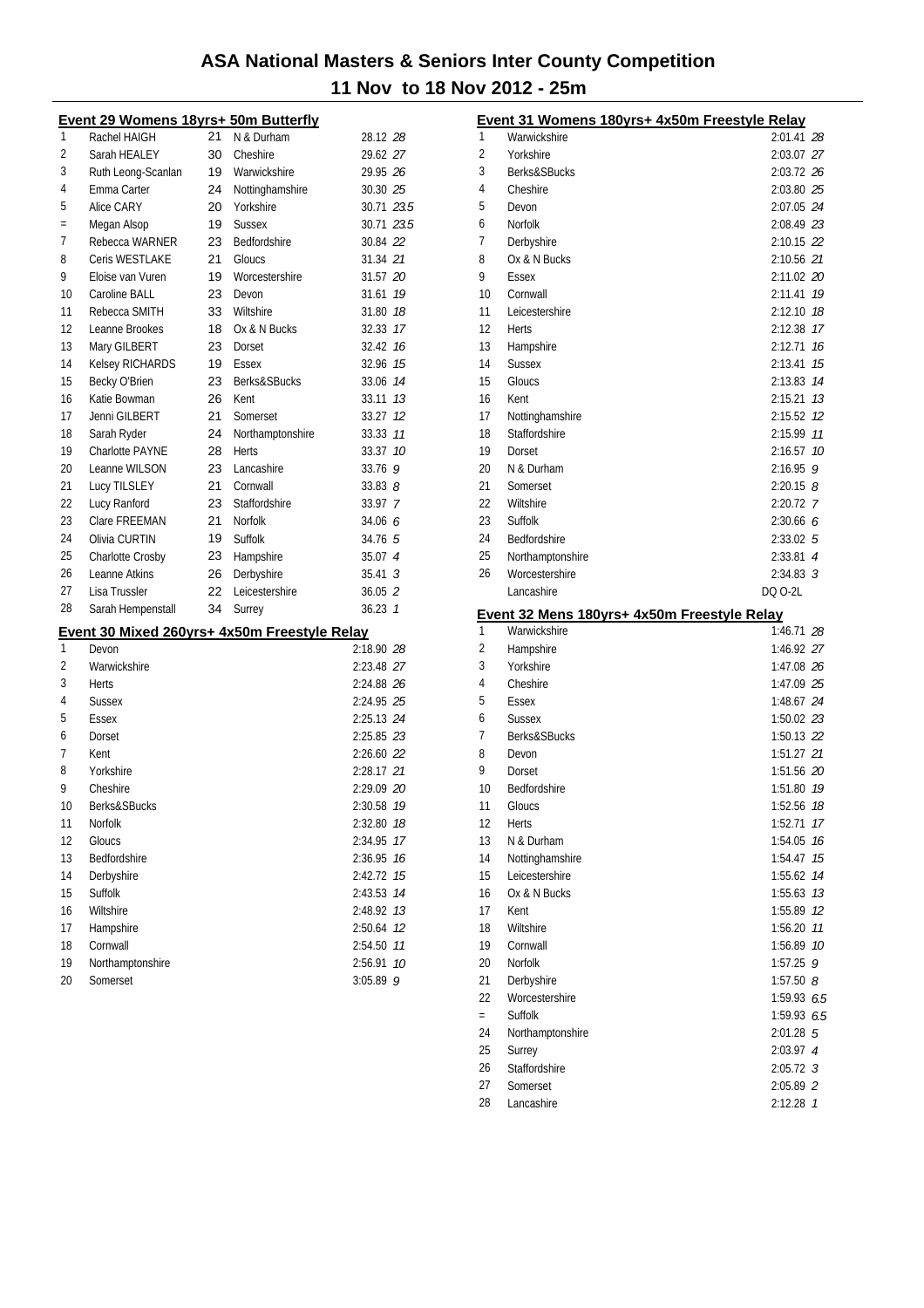# ASA National Masters & Seniors Inter County Competition

## 11 Nov to 18 Nov 2012 - 25m

### Event 29 Womens 18yrs+ 50m Butterfly

| Place | Name | Age | County | Time | Points |
|---|---|---|---|---|---|
| 1 | Rachel HAIGH | 21 | N & Durham | 28.12 | 28 |
| 2 | Sarah HEALEY | 30 | Cheshire | 29.62 | 27 |
| 3 | Ruth Leong-Scanlan | 19 | Warwickshire | 29.95 | 26 |
| 4 | Emma Carter | 24 | Nottinghamshire | 30.30 | 25 |
| 5 | Alice CARY | 20 | Yorkshire | 30.71 | 23.5 |
| = | Megan Alsop | 19 | Sussex | 30.71 | 23.5 |
| 7 | Rebecca WARNER | 23 | Bedfordshire | 30.84 | 22 |
| 8 | Ceris WESTLAKE | 21 | Gloucs | 31.34 | 21 |
| 9 | Eloise van Vuren | 19 | Worcestershire | 31.57 | 20 |
| 10 | Caroline BALL | 23 | Devon | 31.61 | 19 |
| 11 | Rebecca SMITH | 33 | Wiltshire | 31.80 | 18 |
| 12 | Leanne Brookes | 18 | Ox & N Bucks | 32.33 | 17 |
| 13 | Mary GILBERT | 23 | Dorset | 32.42 | 16 |
| 14 | Kelsey RICHARDS | 19 | Essex | 32.96 | 15 |
| 15 | Becky O'Brien | 23 | Berks&SBucks | 33.06 | 14 |
| 16 | Katie Bowman | 26 | Kent | 33.11 | 13 |
| 17 | Jenni GILBERT | 21 | Somerset | 33.27 | 12 |
| 18 | Sarah Ryder | 24 | Northamptonshire | 33.33 | 11 |
| 19 | Charlotte PAYNE | 28 | Herts | 33.37 | 10 |
| 20 | Leanne WILSON | 23 | Lancashire | 33.76 | 9 |
| 21 | Lucy TILSLEY | 21 | Cornwall | 33.83 | 8 |
| 22 | Lucy Ranford | 23 | Staffordshire | 33.97 | 7 |
| 23 | Clare FREEMAN | 21 | Norfolk | 34.06 | 6 |
| 24 | Olivia CURTIN | 19 | Suffolk | 34.76 | 5 |
| 25 | Charlotte Crosby | 23 | Hampshire | 35.07 | 4 |
| 26 | Leanne Atkins | 26 | Derbyshire | 35.41 | 3 |
| 27 | Lisa Trussler | 22 | Leicestershire | 36.05 | 2 |
| 28 | Sarah Hempenstall | 34 | Surrey | 36.23 | 1 |

### Event 30 Mixed 260yrs+ 4x50m Freestyle Relay

| Place | County | Time | Points |
|---|---|---|---|
| 1 | Devon | 2:18.90 | 28 |
| 2 | Warwickshire | 2:23.48 | 27 |
| 3 | Herts | 2:24.88 | 26 |
| 4 | Sussex | 2:24.95 | 25 |
| 5 | Essex | 2:25.13 | 24 |
| 6 | Dorset | 2:25.85 | 23 |
| 7 | Kent | 2:26.60 | 22 |
| 8 | Yorkshire | 2:28.17 | 21 |
| 9 | Cheshire | 2:29.09 | 20 |
| 10 | Berks&SBucks | 2:30.58 | 19 |
| 11 | Norfolk | 2:32.80 | 18 |
| 12 | Gloucs | 2:34.95 | 17 |
| 13 | Bedfordshire | 2:36.95 | 16 |
| 14 | Derbyshire | 2:42.72 | 15 |
| 15 | Suffolk | 2:43.53 | 14 |
| 16 | Wiltshire | 2:48.92 | 13 |
| 17 | Hampshire | 2:50.64 | 12 |
| 18 | Cornwall | 2:54.50 | 11 |
| 19 | Northamptonshire | 2:56.91 | 10 |
| 20 | Somerset | 3:05.89 | 9 |

### Event 31 Womens 180yrs+ 4x50m Freestyle Relay

| Place | County | Time | Points |
|---|---|---|---|
| 1 | Warwickshire | 2:01.41 | 28 |
| 2 | Yorkshire | 2:03.07 | 27 |
| 3 | Berks&SBucks | 2:03.72 | 26 |
| 4 | Cheshire | 2:03.80 | 25 |
| 5 | Devon | 2:07.05 | 24 |
| 6 | Norfolk | 2:08.49 | 23 |
| 7 | Derbyshire | 2:10.15 | 22 |
| 8 | Ox & N Bucks | 2:10.56 | 21 |
| 9 | Essex | 2:11.02 | 20 |
| 10 | Cornwall | 2:11.41 | 19 |
| 11 | Leicestershire | 2:12.10 | 18 |
| 12 | Herts | 2:12.38 | 17 |
| 13 | Hampshire | 2:12.71 | 16 |
| 14 | Sussex | 2:13.41 | 15 |
| 15 | Gloucs | 2:13.83 | 14 |
| 16 | Kent | 2:15.21 | 13 |
| 17 | Nottinghamshire | 2:15.52 | 12 |
| 18 | Staffordshire | 2:15.99 | 11 |
| 19 | Dorset | 2:16.57 | 10 |
| 20 | N & Durham | 2:16.95 | 9 |
| 21 | Somerset | 2:20.15 | 8 |
| 22 | Wiltshire | 2:20.72 | 7 |
| 23 | Suffolk | 2:30.66 | 6 |
| 24 | Bedfordshire | 2:33.02 | 5 |
| 25 | Northamptonshire | 2:33.81 | 4 |
| 26 | Worcestershire | 2:34.83 | 3 |
| | Lancashire | DQ O-2L | |

### Event 32 Mens 180yrs+ 4x50m Freestyle Relay

| Place | County | Time | Points |
|---|---|---|---|
| 1 | Warwickshire | 1:46.71 | 28 |
| 2 | Hampshire | 1:46.92 | 27 |
| 3 | Yorkshire | 1:47.08 | 26 |
| 4 | Cheshire | 1:47.09 | 25 |
| 5 | Essex | 1:48.67 | 24 |
| 6 | Sussex | 1:50.02 | 23 |
| 7 | Berks&SBucks | 1:50.13 | 22 |
| 8 | Devon | 1:51.27 | 21 |
| 9 | Dorset | 1:51.56 | 20 |
| 10 | Bedfordshire | 1:51.80 | 19 |
| 11 | Gloucs | 1:52.56 | 18 |
| 12 | Herts | 1:52.71 | 17 |
| 13 | N & Durham | 1:54.05 | 16 |
| 14 | Nottinghamshire | 1:54.47 | 15 |
| 15 | Leicestershire | 1:55.62 | 14 |
| 16 | Ox & N Bucks | 1:55.63 | 13 |
| 17 | Kent | 1:55.89 | 12 |
| 18 | Wiltshire | 1:56.20 | 11 |
| 19 | Cornwall | 1:56.89 | 10 |
| 20 | Norfolk | 1:57.25 | 9 |
| 21 | Derbyshire | 1:57.50 | 8 |
| 22 | Worcestershire | 1:59.93 | 6.5 |
| = | Suffolk | 1:59.93 | 6.5 |
| 24 | Northamptonshire | 2:01.28 | 5 |
| 25 | Surrey | 2:03.97 | 4 |
| 26 | Staffordshire | 2:05.72 | 3 |
| 27 | Somerset | 2:05.89 | 2 |
| 28 | Lancashire | 2:12.28 | 1 |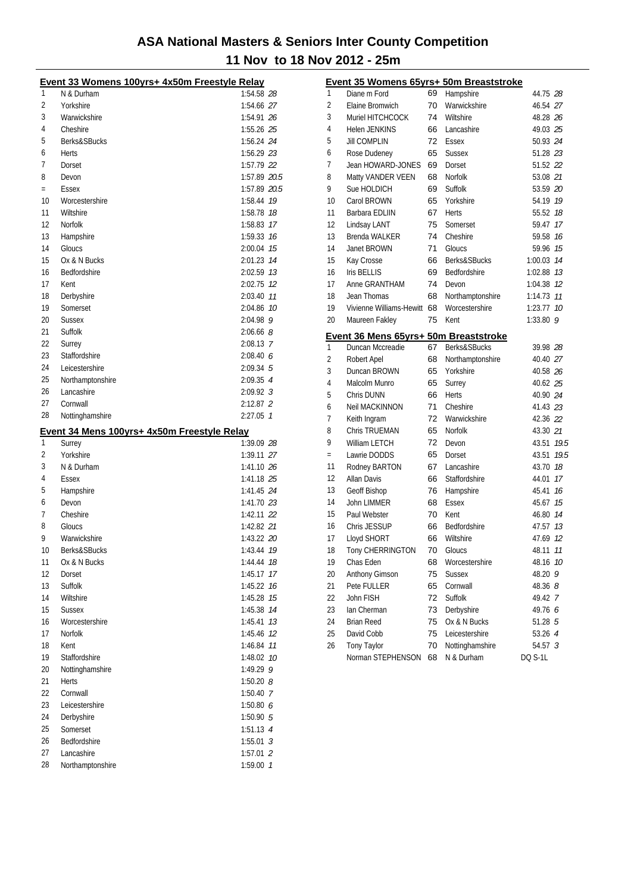# ASA National Masters & Seniors Inter County Competition

## 11 Nov to 18 Nov 2012 - 25m

### Event 33 Womens 100yrs+ 4x50m Freestyle Relay

| | | | |
|---|---|---|---|
| 1 | N & Durham | 1:54.58 | *28* |
| 2 | Yorkshire | 1:54.66 | *27* |
| 3 | Warwickshire | 1:54.91 | *26* |
| 4 | Cheshire | 1:55.26 | *25* |
| 5 | Berks&SBucks | 1:56.24 | *24* |
| 6 | Herts | 1:56.29 | *23* |
| 7 | Dorset | 1:57.79 | *22* |
| 8 | Devon | 1:57.89 | *20.5* |
| = | Essex | 1:57.89 | *20.5* |
| 10 | Worcestershire | 1:58.44 | *19* |
| 11 | Wiltshire | 1:58.78 | *18* |
| 12 | Norfolk | 1:58.83 | *17* |
| 13 | Hampshire | 1:59.33 | *16* |
| 14 | Gloucs | 2:00.04 | *15* |
| 15 | Ox & N Bucks | 2:01.23 | *14* |
| 16 | Bedfordshire | 2:02.59 | *13* |
| 17 | Kent | 2:02.75 | *12* |
| 18 | Derbyshire | 2:03.40 | *11* |
| 19 | Somerset | 2:04.86 | *10* |
| 20 | Sussex | 2:04.98 | *9* |
| 21 | Suffolk | 2:06.66 | *8* |
| 22 | Surrey | 2:08.13 | *7* |
| 23 | Staffordshire | 2:08.40 | *6* |
| 24 | Leicestershire | 2:09.34 | *5* |
| 25 | Northamptonshire | 2:09.35 | *4* |
| 26 | Lancashire | 2:09.92 | *3* |
| 27 | Cornwall | 2:12.87 | *2* |
| 28 | Nottinghamshire | 2:27.05 | *1* |

### Event 34 Mens 100yrs+ 4x50m Freestyle Relay

| | | | |
|---|---|---|---|
| 1 | Surrey | 1:39.09 | *28* |
| 2 | Yorkshire | 1:39.11 | *27* |
| 3 | N & Durham | 1:41.10 | *26* |
| 4 | Essex | 1:41.18 | *25* |
| 5 | Hampshire | 1:41.45 | *24* |
| 6 | Devon | 1:41.70 | *23* |
| 7 | Cheshire | 1:42.11 | *22* |
| 8 | Gloucs | 1:42.82 | *21* |
| 9 | Warwickshire | 1:43.22 | *20* |
| 10 | Berks&SBucks | 1:43.44 | *19* |
| 11 | Ox & N Bucks | 1:44.44 | *18* |
| 12 | Dorset | 1:45.17 | *17* |
| 13 | Suffolk | 1:45.22 | *16* |
| 14 | Wiltshire | 1:45.28 | *15* |
| 15 | Sussex | 1:45.38 | *14* |
| 16 | Worcestershire | 1:45.41 | *13* |
| 17 | Norfolk | 1:45.46 | *12* |
| 18 | Kent | 1:46.84 | *11* |
| 19 | Staffordshire | 1:48.02 | *10* |
| 20 | Nottinghamshire | 1:49.29 | *9* |
| 21 | Herts | 1:50.20 | *8* |
| 22 | Cornwall | 1:50.40 | *7* |
| 23 | Leicestershire | 1:50.80 | *6* |
| 24 | Derbyshire | 1:50.90 | *5* |
| 25 | Somerset | 1:51.13 | *4* |
| 26 | Bedfordshire | 1:55.01 | *3* |
| 27 | Lancashire | 1:57.01 | *2* |
| 28 | Northamptonshire | 1:59.00 | *1* |

### Event 35 Womens 65yrs+ 50m Breaststroke

| | | | | | |
|---|---|---|---|---|---|
| 1 | Diane m Ford | 69 | Hampshire | 44.75 | *28* |
| 2 | Elaine Bromwich | 70 | Warwickshire | 46.54 | *27* |
| 3 | Muriel HITCHCOCK | 74 | Wiltshire | 48.28 | *26* |
| 4 | Helen JENKINS | 66 | Lancashire | 49.03 | *25* |
| 5 | Jill COMPLIN | 72 | Essex | 50.93 | *24* |
| 6 | Rose Dudeney | 65 | Sussex | 51.28 | *23* |
| 7 | Jean HOWARD-JONES | 69 | Dorset | 51.52 | *22* |
| 8 | Matty VANDER VEEN | 68 | Norfolk | 53.08 | *21* |
| 9 | Sue HOLDICH | 69 | Suffolk | 53.59 | *20* |
| 10 | Carol BROWN | 65 | Yorkshire | 54.19 | *19* |
| 11 | Barbara EDLIIN | 67 | Herts | 55.52 | *18* |
| 12 | Lindsay LANT | 75 | Somerset | 59.47 | *17* |
| 13 | Brenda WALKER | 74 | Cheshire | 59.58 | *16* |
| 14 | Janet BROWN | 71 | Gloucs | 59.96 | *15* |
| 15 | Kay Crosse | 66 | Berks&SBucks | 1:00.03 | *14* |
| 16 | Iris BELLIS | 69 | Bedfordshire | 1:02.88 | *13* |
| 17 | Anne GRANTHAM | 74 | Devon | 1:04.38 | *12* |
| 18 | Jean Thomas | 68 | Northamptonshire | 1:14.73 | *11* |
| 19 | Vivienne Williams-Hewitt | 68 | Worcestershire | 1:23.77 | *10* |
| 20 | Maureen Fakley | 75 | Kent | 1:33.80 | *9* |

### Event 36 Mens 65yrs+ 50m Breaststroke

| | | | | | |
|---|---|---|---|---|---|
| 1 | Duncan Mccreadie | 67 | Berks&SBucks | 39.98 | *28* |
| 2 | Robert Apel | 68 | Northamptonshire | 40.40 | *27* |
| 3 | Duncan BROWN | 65 | Yorkshire | 40.58 | *26* |
| 4 | Malcolm Munro | 65 | Surrey | 40.62 | *25* |
| 5 | Chris DUNN | 66 | Herts | 40.90 | *24* |
| 6 | Neil MACKINNON | 71 | Cheshire | 41.43 | *23* |
| 7 | Keith Ingram | 72 | Warwickshire | 42.36 | *22* |
| 8 | Chris TRUEMAN | 65 | Norfolk | 43.30 | *21* |
| 9 | William LETCH | 72 | Devon | 43.51 | *19.5* |
| = | Lawrie DODDS | 65 | Dorset | 43.51 | *19.5* |
| 11 | Rodney BARTON | 67 | Lancashire | 43.70 | *18* |
| 12 | Allan Davis | 66 | Staffordshire | 44.01 | *17* |
| 13 | Geoff Bishop | 76 | Hampshire | 45.41 | *16* |
| 14 | John LIMMER | 68 | Essex | 45.67 | *15* |
| 15 | Paul Webster | 70 | Kent | 46.80 | *14* |
| 16 | Chris JESSUP | 66 | Bedfordshire | 47.57 | *13* |
| 17 | Lloyd SHORT | 66 | Wiltshire | 47.69 | *12* |
| 18 | Tony CHERRINGTON | 70 | Gloucs | 48.11 | *11* |
| 19 | Chas Eden | 68 | Worcestershire | 48.16 | *10* |
| 20 | Anthony Gimson | 75 | Sussex | 48.20 | *9* |
| 21 | Pete FULLER | 65 | Cornwall | 48.36 | *8* |
| 22 | John FISH | 72 | Suffolk | 49.42 | *7* |
| 23 | Ian Cherman | 73 | Derbyshire | 49.76 | *6* |
| 24 | Brian Reed | 75 | Ox & N Bucks | 51.28 | *5* |
| 25 | David Cobb | 75 | Leicestershire | 53.26 | *4* |
| 26 | Tony Taylor | 70 | Nottinghamshire | 54.57 | *3* |
| | Norman STEPHENSON | 68 | N & Durham | DQ S-1L | |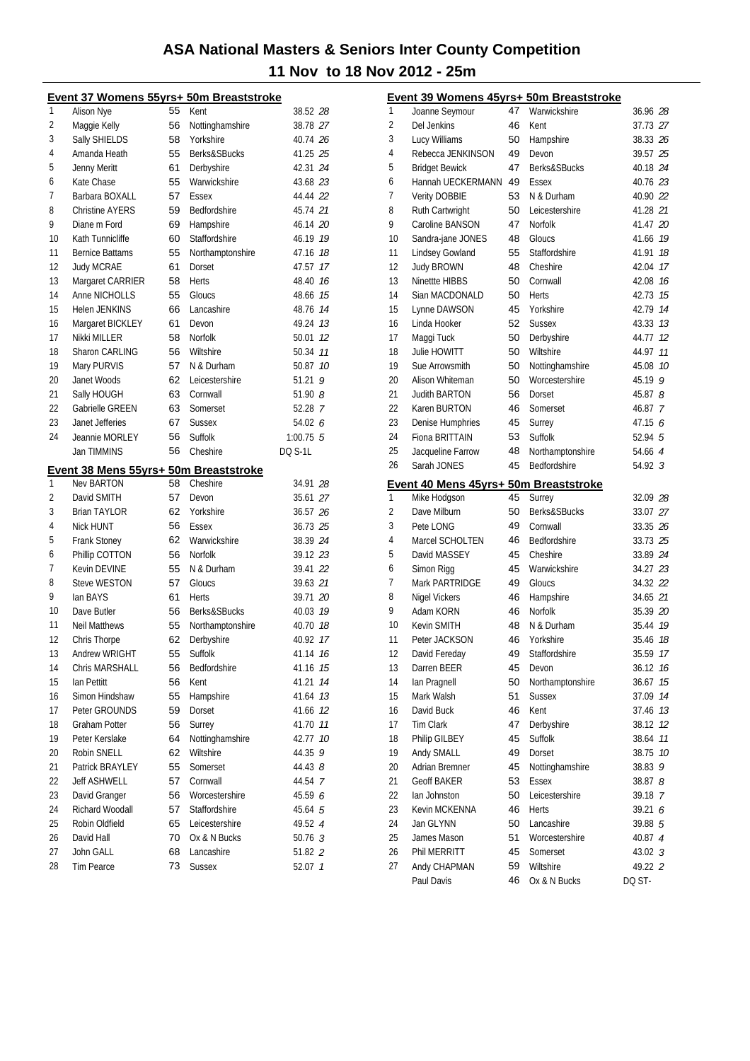# ASA National Masters & Seniors Inter County Competition

## 11 Nov to 18 Nov 2012 - 25m

### Event 37 Womens 55yrs+ 50m Breaststroke

| Pos | Name | Age | County | Time | Pts |
|---|---|---|---|---|---|
| 1 | Alison Nye | 55 | Kent | 38.52 | 28 |
| 2 | Maggie Kelly | 56 | Nottinghamshire | 38.78 | 27 |
| 3 | Sally SHIELDS | 58 | Yorkshire | 40.74 | 26 |
| 4 | Amanda Heath | 55 | Berks&SBucks | 41.25 | 25 |
| 5 | Jenny Meritt | 61 | Derbyshire | 42.31 | 24 |
| 6 | Kate Chase | 55 | Warwickshire | 43.68 | 23 |
| 7 | Barbara BOXALL | 57 | Essex | 44.44 | 22 |
| 8 | Christine AYERS | 59 | Bedfordshire | 45.74 | 21 |
| 9 | Diane m Ford | 69 | Hampshire | 46.14 | 20 |
| 10 | Kath Tunnicliffe | 60 | Staffordshire | 46.19 | 19 |
| 11 | Bernice Battams | 55 | Northamptonshire | 47.16 | 18 |
| 12 | Judy MCRAE | 61 | Dorset | 47.57 | 17 |
| 13 | Margaret CARRIER | 58 | Herts | 48.40 | 16 |
| 14 | Anne NICHOLLS | 55 | Gloucs | 48.66 | 15 |
| 15 | Helen JENKINS | 66 | Lancashire | 48.76 | 14 |
| 16 | Margaret BICKLEY | 61 | Devon | 49.24 | 13 |
| 17 | Nikki MILLER | 58 | Norfolk | 50.01 | 12 |
| 18 | Sharon CARLING | 56 | Wiltshire | 50.34 | 11 |
| 19 | Mary PURVIS | 57 | N & Durham | 50.87 | 10 |
| 20 | Janet Woods | 62 | Leicestershire | 51.21 | 9 |
| 21 | Sally HOUGH | 63 | Cornwall | 51.90 | 8 |
| 22 | Gabrielle GREEN | 63 | Somerset | 52.28 | 7 |
| 23 | Janet Jefferies | 67 | Sussex | 54.02 | 6 |
| 24 | Jeannie MORLEY | 56 | Suffolk | 1:00.75 | 5 |
| | Jan TIMMINS | 56 | Cheshire | DQ S-1L | |

### Event 38 Mens 55yrs+ 50m Breaststroke

| Pos | Name | Age | County | Time | Pts |
|---|---|---|---|---|---|
| 1 | Nev BARTON | 58 | Cheshire | 34.91 | 28 |
| 2 | David SMITH | 57 | Devon | 35.61 | 27 |
| 3 | Brian TAYLOR | 62 | Yorkshire | 36.57 | 26 |
| 4 | Nick HUNT | 56 | Essex | 36.73 | 25 |
| 5 | Frank Stoney | 62 | Warwickshire | 38.39 | 24 |
| 6 | Phillip COTTON | 56 | Norfolk | 39.12 | 23 |
| 7 | Kevin DEVINE | 55 | N & Durham | 39.41 | 22 |
| 8 | Steve WESTON | 57 | Gloucs | 39.63 | 21 |
| 9 | Ian BAYS | 61 | Herts | 39.71 | 20 |
| 10 | Dave Butler | 56 | Berks&SBucks | 40.03 | 19 |
| 11 | Neil Matthews | 55 | Northamptonshire | 40.70 | 18 |
| 12 | Chris Thorpe | 62 | Derbyshire | 40.92 | 17 |
| 13 | Andrew WRIGHT | 55 | Suffolk | 41.14 | 16 |
| 14 | Chris MARSHALL | 56 | Bedfordshire | 41.16 | 15 |
| 15 | Ian Pettitt | 56 | Kent | 41.21 | 14 |
| 16 | Simon Hindshaw | 55 | Hampshire | 41.64 | 13 |
| 17 | Peter GROUNDS | 59 | Dorset | 41.66 | 12 |
| 18 | Graham Potter | 56 | Surrey | 41.70 | 11 |
| 19 | Peter Kerslake | 64 | Nottinghamshire | 42.77 | 10 |
| 20 | Robin SNELL | 62 | Wiltshire | 44.35 | 9 |
| 21 | Patrick BRAYLEY | 55 | Somerset | 44.43 | 8 |
| 22 | Jeff ASHWELL | 57 | Cornwall | 44.54 | 7 |
| 23 | David Granger | 56 | Worcestershire | 45.59 | 6 |
| 24 | Richard Woodall | 57 | Staffordshire | 45.64 | 5 |
| 25 | Robin Oldfield | 65 | Leicestershire | 49.52 | 4 |
| 26 | David Hall | 70 | Ox & N Bucks | 50.76 | 3 |
| 27 | John GALL | 68 | Lancashire | 51.82 | 2 |
| 28 | Tim Pearce | 73 | Sussex | 52.07 | 1 |

### Event 39 Womens 45yrs+ 50m Breaststroke

| Pos | Name | Age | County | Time | Pts |
|---|---|---|---|---|---|
| 1 | Joanne Seymour | 47 | Warwickshire | 36.96 | 28 |
| 2 | Del Jenkins | 46 | Kent | 37.73 | 27 |
| 3 | Lucy Williams | 50 | Hampshire | 38.33 | 26 |
| 4 | Rebecca JENKINSON | 49 | Devon | 39.57 | 25 |
| 5 | Bridget Bewick | 47 | Berks&SBucks | 40.18 | 24 |
| 6 | Hannah UECKERMANN | 49 | Essex | 40.76 | 23 |
| 7 | Verity DOBBIE | 53 | N & Durham | 40.90 | 22 |
| 8 | Ruth Cartwright | 50 | Leicestershire | 41.28 | 21 |
| 9 | Caroline BANSON | 47 | Norfolk | 41.47 | 20 |
| 10 | Sandra-jane JONES | 48 | Gloucs | 41.66 | 19 |
| 11 | Lindsey Gowland | 55 | Staffordshire | 41.91 | 18 |
| 12 | Judy BROWN | 48 | Cheshire | 42.04 | 17 |
| 13 | Ninettte HIBBS | 50 | Cornwall | 42.08 | 16 |
| 14 | Sian MACDONALD | 50 | Herts | 42.73 | 15 |
| 15 | Lynne DAWSON | 45 | Yorkshire | 42.79 | 14 |
| 16 | Linda Hooker | 52 | Sussex | 43.33 | 13 |
| 17 | Maggi Tuck | 50 | Derbyshire | 44.77 | 12 |
| 18 | Julie HOWITT | 50 | Wiltshire | 44.97 | 11 |
| 19 | Sue Arrowsmith | 50 | Nottinghamshire | 45.08 | 10 |
| 20 | Alison Whiteman | 50 | Worcestershire | 45.19 | 9 |
| 21 | Judith BARTON | 56 | Dorset | 45.87 | 8 |
| 22 | Karen BURTON | 46 | Somerset | 46.87 | 7 |
| 23 | Denise Humphries | 45 | Surrey | 47.15 | 6 |
| 24 | Fiona BRITTAIN | 53 | Suffolk | 52.94 | 5 |
| 25 | Jacqueline Farrow | 48 | Northamptonshire | 54.66 | 4 |
| 26 | Sarah JONES | 45 | Bedfordshire | 54.92 | 3 |

### Event 40 Mens 45yrs+ 50m Breaststroke

| Pos | Name | Age | County | Time | Pts |
|---|---|---|---|---|---|
| 1 | Mike Hodgson | 45 | Surrey | 32.09 | 28 |
| 2 | Dave Milburn | 50 | Berks&SBucks | 33.07 | 27 |
| 3 | Pete LONG | 49 | Cornwall | 33.35 | 26 |
| 4 | Marcel SCHOLTEN | 46 | Bedfordshire | 33.73 | 25 |
| 5 | David MASSEY | 45 | Cheshire | 33.89 | 24 |
| 6 | Simon Rigg | 45 | Warwickshire | 34.27 | 23 |
| 7 | Mark PARTRIDGE | 49 | Gloucs | 34.32 | 22 |
| 8 | Nigel Vickers | 46 | Hampshire | 34.65 | 21 |
| 9 | Adam KORN | 46 | Norfolk | 35.39 | 20 |
| 10 | Kevin SMITH | 48 | N & Durham | 35.44 | 19 |
| 11 | Peter JACKSON | 46 | Yorkshire | 35.46 | 18 |
| 12 | David Fereday | 49 | Staffordshire | 35.59 | 17 |
| 13 | Darren BEER | 45 | Devon | 36.12 | 16 |
| 14 | Ian Pragnell | 50 | Northamptonshire | 36.67 | 15 |
| 15 | Mark Walsh | 51 | Sussex | 37.09 | 14 |
| 16 | David Buck | 46 | Kent | 37.46 | 13 |
| 17 | Tim Clark | 47 | Derbyshire | 38.12 | 12 |
| 18 | Philip GILBEY | 45 | Suffolk | 38.64 | 11 |
| 19 | Andy SMALL | 49 | Dorset | 38.75 | 10 |
| 20 | Adrian Bremner | 45 | Nottinghamshire | 38.83 | 9 |
| 21 | Geoff BAKER | 53 | Essex | 38.87 | 8 |
| 22 | Ian Johnston | 50 | Leicestershire | 39.18 | 7 |
| 23 | Kevin MCKENNA | 46 | Herts | 39.21 | 6 |
| 24 | Jan GLYNN | 50 | Lancashire | 39.88 | 5 |
| 25 | James Mason | 51 | Worcestershire | 40.87 | 4 |
| 26 | Phil MERRITT | 45 | Somerset | 43.02 | 3 |
| 27 | Andy CHAPMAN | 59 | Wiltshire | 49.22 | 2 |
| | Paul Davis | 46 | Ox & N Bucks | DQ ST- | |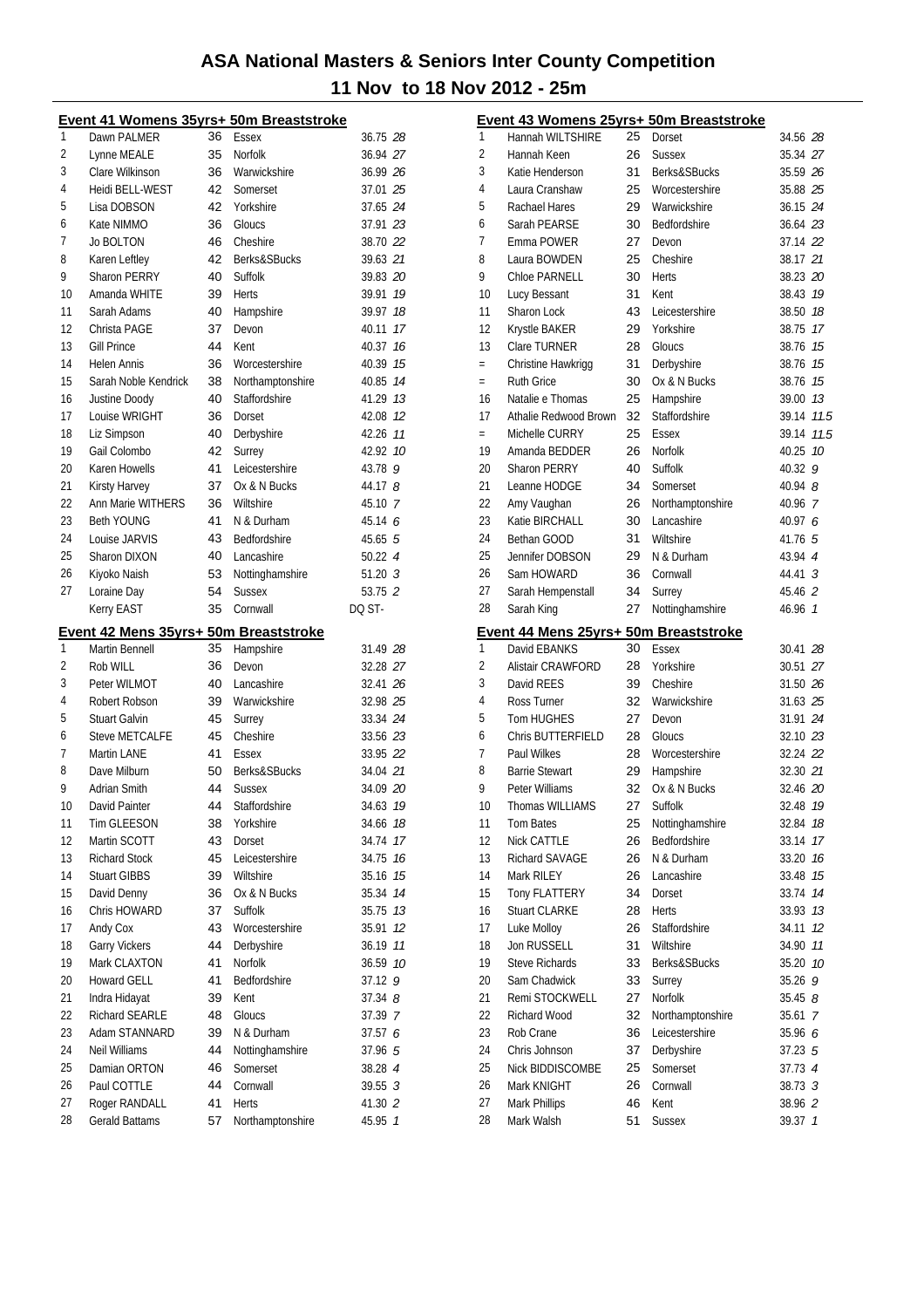# ASA National Masters & Seniors Inter County Competition

## 11 Nov to 18 Nov 2012 - 25m

### Event 41 Womens 35yrs+ 50m Breaststroke

| | Name | Age | County | Time | Points |
|---|---|---|---|---|---|
| 1 | Dawn PALMER | 36 | Essex | 36.75 | 28 |
| 2 | Lynne MEALE | 35 | Norfolk | 36.94 | 27 |
| 3 | Clare Wilkinson | 36 | Warwickshire | 36.99 | 26 |
| 4 | Heidi BELL-WEST | 42 | Somerset | 37.01 | 25 |
| 5 | Lisa DOBSON | 42 | Yorkshire | 37.65 | 24 |
| 6 | Kate NIMMO | 36 | Gloucs | 37.91 | 23 |
| 7 | Jo BOLTON | 46 | Cheshire | 38.70 | 22 |
| 8 | Karen Leftley | 42 | Berks&SBucks | 39.63 | 21 |
| 9 | Sharon PERRY | 40 | Suffolk | 39.83 | 20 |
| 10 | Amanda WHITE | 39 | Herts | 39.91 | 19 |
| 11 | Sarah Adams | 40 | Hampshire | 39.97 | 18 |
| 12 | Christa PAGE | 37 | Devon | 40.11 | 17 |
| 13 | Gill Prince | 44 | Kent | 40.37 | 16 |
| 14 | Helen Annis | 36 | Worcestershire | 40.39 | 15 |
| 15 | Sarah Noble Kendrick | 38 | Northamptonshire | 40.85 | 14 |
| 16 | Justine Doody | 40 | Staffordshire | 41.29 | 13 |
| 17 | Louise WRIGHT | 36 | Dorset | 42.08 | 12 |
| 18 | Liz Simpson | 40 | Derbyshire | 42.26 | 11 |
| 19 | Gail Colombo | 42 | Surrey | 42.92 | 10 |
| 20 | Karen Howells | 41 | Leicestershire | 43.78 | 9 |
| 21 | Kirsty Harvey | 37 | Ox & N Bucks | 44.17 | 8 |
| 22 | Ann Marie WITHERS | 36 | Wiltshire | 45.10 | 7 |
| 23 | Beth YOUNG | 41 | N & Durham | 45.14 | 6 |
| 24 | Louise JARVIS | 43 | Bedfordshire | 45.65 | 5 |
| 25 | Sharon DIXON | 40 | Lancashire | 50.22 | 4 |
| 26 | Kiyoko Naish | 53 | Nottinghamshire | 51.20 | 3 |
| 27 | Loraine Day | 54 | Sussex | 53.75 | 2 |
| | Kerry EAST | 35 | Cornwall | DQ ST- | |

### Event 42 Mens 35yrs+ 50m Breaststroke

| | Name | Age | County | Time | Points |
|---|---|---|---|---|---|
| 1 | Martin Bennell | 35 | Hampshire | 31.49 | 28 |
| 2 | Rob WILL | 36 | Devon | 32.28 | 27 |
| 3 | Peter WILMOT | 40 | Lancashire | 32.41 | 26 |
| 4 | Robert Robson | 39 | Warwickshire | 32.98 | 25 |
| 5 | Stuart Galvin | 45 | Surrey | 33.34 | 24 |
| 6 | Steve METCALFE | 45 | Cheshire | 33.56 | 23 |
| 7 | Martin LANE | 41 | Essex | 33.95 | 22 |
| 8 | Dave Milburn | 50 | Berks&SBucks | 34.04 | 21 |
| 9 | Adrian Smith | 44 | Sussex | 34.09 | 20 |
| 10 | David Painter | 44 | Staffordshire | 34.63 | 19 |
| 11 | Tim GLEESON | 38 | Yorkshire | 34.66 | 18 |
| 12 | Martin SCOTT | 43 | Dorset | 34.74 | 17 |
| 13 | Richard Stock | 45 | Leicestershire | 34.75 | 16 |
| 14 | Stuart GIBBS | 39 | Wiltshire | 35.16 | 15 |
| 15 | David Denny | 36 | Ox & N Bucks | 35.34 | 14 |
| 16 | Chris HOWARD | 37 | Suffolk | 35.75 | 13 |
| 17 | Andy Cox | 43 | Worcestershire | 35.91 | 12 |
| 18 | Garry Vickers | 44 | Derbyshire | 36.19 | 11 |
| 19 | Mark CLAXTON | 41 | Norfolk | 36.59 | 10 |
| 20 | Howard GELL | 41 | Bedfordshire | 37.12 | 9 |
| 21 | Indra Hidayat | 39 | Kent | 37.34 | 8 |
| 22 | Richard SEARLE | 48 | Gloucs | 37.39 | 7 |
| 23 | Adam STANNARD | 39 | N & Durham | 37.57 | 6 |
| 24 | Neil Williams | 44 | Nottinghamshire | 37.96 | 5 |
| 25 | Damian ORTON | 46 | Somerset | 38.28 | 4 |
| 26 | Paul COTTLE | 44 | Cornwall | 39.55 | 3 |
| 27 | Roger RANDALL | 41 | Herts | 41.30 | 2 |
| 28 | Gerald Battams | 57 | Northamptonshire | 45.95 | 1 |

### Event 43 Womens 25yrs+ 50m Breaststroke

| | Name | Age | County | Time | Points |
|---|---|---|---|---|---|
| 1 | Hannah WILTSHIRE | 25 | Dorset | 34.56 | 28 |
| 2 | Hannah Keen | 26 | Sussex | 35.34 | 27 |
| 3 | Katie Henderson | 31 | Berks&SBucks | 35.59 | 26 |
| 4 | Laura Cranshaw | 25 | Worcestershire | 35.88 | 25 |
| 5 | Rachael Hares | 29 | Warwickshire | 36.15 | 24 |
| 6 | Sarah PEARSE | 30 | Bedfordshire | 36.64 | 23 |
| 7 | Emma POWER | 27 | Devon | 37.14 | 22 |
| 8 | Laura BOWDEN | 25 | Cheshire | 38.17 | 21 |
| 9 | Chloe PARNELL | 30 | Herts | 38.23 | 20 |
| 10 | Lucy Bessant | 31 | Kent | 38.43 | 19 |
| 11 | Sharon Lock | 43 | Leicestershire | 38.50 | 18 |
| 12 | Krystle BAKER | 29 | Yorkshire | 38.75 | 17 |
| 13 | Clare TURNER | 28 | Gloucs | 38.76 | 15 |
| = | Christine Hawkrigg | 31 | Derbyshire | 38.76 | 15 |
| = | Ruth Grice | 30 | Ox & N Bucks | 38.76 | 15 |
| 16 | Natalie e Thomas | 25 | Hampshire | 39.00 | 13 |
| 17 | Athalie Redwood Brown | 32 | Staffordshire | 39.14 | 11.5 |
| = | Michelle CURRY | 25 | Essex | 39.14 | 11.5 |
| 19 | Amanda BEDDER | 26 | Norfolk | 40.25 | 10 |
| 20 | Sharon PERRY | 40 | Suffolk | 40.32 | 9 |
| 21 | Leanne HODGE | 34 | Somerset | 40.94 | 8 |
| 22 | Amy Vaughan | 26 | Northamptonshire | 40.96 | 7 |
| 23 | Katie BIRCHALL | 30 | Lancashire | 40.97 | 6 |
| 24 | Bethan GOOD | 31 | Wiltshire | 41.76 | 5 |
| 25 | Jennifer DOBSON | 29 | N & Durham | 43.94 | 4 |
| 26 | Sam HOWARD | 36 | Cornwall | 44.41 | 3 |
| 27 | Sarah Hempenstall | 34 | Surrey | 45.46 | 2 |
| 28 | Sarah King | 27 | Nottinghamshire | 46.96 | 1 |

### Event 44 Mens 25yrs+ 50m Breaststroke

| | Name | Age | County | Time | Points |
|---|---|---|---|---|---|
| 1 | David EBANKS | 30 | Essex | 30.41 | 28 |
| 2 | Alistair CRAWFORD | 28 | Yorkshire | 30.51 | 27 |
| 3 | David REES | 39 | Cheshire | 31.50 | 26 |
| 4 | Ross Turner | 32 | Warwickshire | 31.63 | 25 |
| 5 | Tom HUGHES | 27 | Devon | 31.91 | 24 |
| 6 | Chris BUTTERFIELD | 28 | Gloucs | 32.10 | 23 |
| 7 | Paul Wilkes | 28 | Worcestershire | 32.24 | 22 |
| 8 | Barrie Stewart | 29 | Hampshire | 32.30 | 21 |
| 9 | Peter Williams | 32 | Ox & N Bucks | 32.46 | 20 |
| 10 | Thomas WILLIAMS | 27 | Suffolk | 32.48 | 19 |
| 11 | Tom Bates | 25 | Nottinghamshire | 32.84 | 18 |
| 12 | Nick CATTLE | 26 | Bedfordshire | 33.14 | 17 |
| 13 | Richard SAVAGE | 26 | N & Durham | 33.20 | 16 |
| 14 | Mark RILEY | 26 | Lancashire | 33.48 | 15 |
| 15 | Tony FLATTERY | 34 | Dorset | 33.74 | 14 |
| 16 | Stuart CLARKE | 28 | Herts | 33.93 | 13 |
| 17 | Luke Molloy | 26 | Staffordshire | 34.11 | 12 |
| 18 | Jon RUSSELL | 31 | Wiltshire | 34.90 | 11 |
| 19 | Steve Richards | 33 | Berks&SBucks | 35.20 | 10 |
| 20 | Sam Chadwick | 33 | Surrey | 35.26 | 9 |
| 21 | Remi STOCKWELL | 27 | Norfolk | 35.45 | 8 |
| 22 | Richard Wood | 32 | Northamptonshire | 35.61 | 7 |
| 23 | Rob Crane | 36 | Leicestershire | 35.96 | 6 |
| 24 | Chris Johnson | 37 | Derbyshire | 37.23 | 5 |
| 25 | Nick BIDDISCOMBE | 25 | Somerset | 37.73 | 4 |
| 26 | Mark KNIGHT | 26 | Cornwall | 38.73 | 3 |
| 27 | Mark Phillips | 46 | Kent | 38.96 | 2 |
| 28 | Mark Walsh | 51 | Sussex | 39.37 | 1 |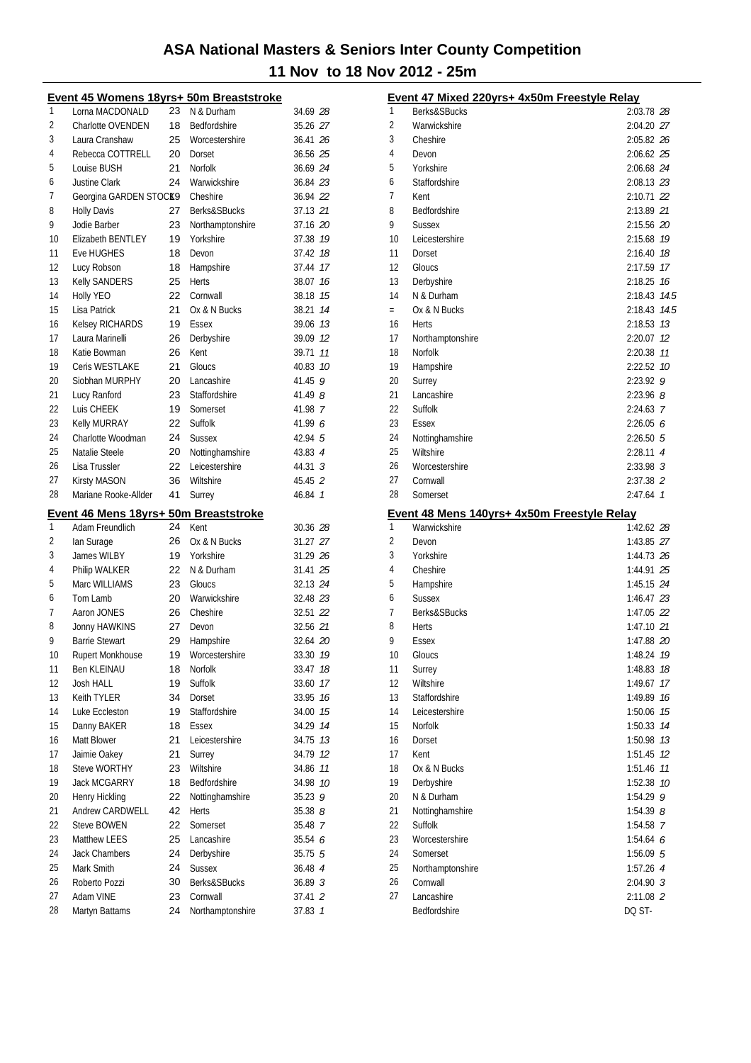# ASA National Masters & Seniors Inter County Competition

## 11 Nov to 18 Nov 2012 - 25m

### Event 45 Womens 18yrs+ 50m Breaststroke

| Pos | Name | Age | County | Time | Points |
|---|---|---|---|---|---|
| 1 | Lorna MACDONALD | 23 | N & Durham | 34.69 | 28 |
| 2 | Charlotte OVENDEN | 18 | Bedfordshire | 35.26 | 27 |
| 3 | Laura Cranshaw | 25 | Worcestershire | 36.41 | 26 |
| 4 | Rebecca COTTRELL | 20 | Dorset | 36.56 | 25 |
| 5 | Louise BUSH | 21 | Norfolk | 36.69 | 24 |
| 6 | Justine Clark | 24 | Warwickshire | 36.84 | 23 |
| 7 | Georgina GARDEN STOCK | 19 | Cheshire | 36.94 | 22 |
| 8 | Holly Davis | 27 | Berks&SBucks | 37.13 | 21 |
| 9 | Jodie Barber | 23 | Northamptonshire | 37.16 | 20 |
| 10 | Elizabeth BENTLEY | 19 | Yorkshire | 37.38 | 19 |
| 11 | Eve HUGHES | 18 | Devon | 37.42 | 18 |
| 12 | Lucy Robson | 18 | Hampshire | 37.44 | 17 |
| 13 | Kelly SANDERS | 25 | Herts | 38.07 | 16 |
| 14 | Holly YEO | 22 | Cornwall | 38.18 | 15 |
| 15 | Lisa Patrick | 21 | Ox & N Bucks | 38.21 | 14 |
| 16 | Kelsey RICHARDS | 19 | Essex | 39.06 | 13 |
| 17 | Laura Marinelli | 26 | Derbyshire | 39.09 | 12 |
| 18 | Katie Bowman | 26 | Kent | 39.71 | 11 |
| 19 | Ceris WESTLAKE | 21 | Gloucs | 40.83 | 10 |
| 20 | Siobhan MURPHY | 20 | Lancashire | 41.45 | 9 |
| 21 | Lucy Ranford | 23 | Staffordshire | 41.49 | 8 |
| 22 | Luis CHEEK | 19 | Somerset | 41.98 | 7 |
| 23 | Kelly MURRAY | 22 | Suffolk | 41.99 | 6 |
| 24 | Charlotte Woodman | 24 | Sussex | 42.94 | 5 |
| 25 | Natalie Steele | 20 | Nottinghamshire | 43.83 | 4 |
| 26 | Lisa Trussler | 22 | Leicestershire | 44.31 | 3 |
| 27 | Kirsty MASON | 36 | Wiltshire | 45.45 | 2 |
| 28 | Mariane Rooke-Allder | 41 | Surrey | 46.84 | 1 |

### Event 46 Mens 18yrs+ 50m Breaststroke

| Pos | Name | Age | County | Time | Points |
|---|---|---|---|---|---|
| 1 | Adam Freundlich | 24 | Kent | 30.36 | 28 |
| 2 | Ian Surage | 26 | Ox & N Bucks | 31.27 | 27 |
| 3 | James WILBY | 19 | Yorkshire | 31.29 | 26 |
| 4 | Philip WALKER | 22 | N & Durham | 31.41 | 25 |
| 5 | Marc WILLIAMS | 23 | Gloucs | 32.13 | 24 |
| 6 | Tom Lamb | 20 | Warwickshire | 32.48 | 23 |
| 7 | Aaron JONES | 26 | Cheshire | 32.51 | 22 |
| 8 | Jonny HAWKINS | 27 | Devon | 32.56 | 21 |
| 9 | Barrie Stewart | 29 | Hampshire | 32.64 | 20 |
| 10 | Rupert Monkhouse | 19 | Worcestershire | 33.30 | 19 |
| 11 | Ben KLEINAU | 18 | Norfolk | 33.47 | 18 |
| 12 | Josh HALL | 19 | Suffolk | 33.60 | 17 |
| 13 | Keith TYLER | 34 | Dorset | 33.95 | 16 |
| 14 | Luke Eccleston | 19 | Staffordshire | 34.00 | 15 |
| 15 | Danny BAKER | 18 | Essex | 34.29 | 14 |
| 16 | Matt Blower | 21 | Leicestershire | 34.75 | 13 |
| 17 | Jaimie Oakey | 21 | Surrey | 34.79 | 12 |
| 18 | Steve WORTHY | 23 | Wiltshire | 34.86 | 11 |
| 19 | Jack MCGARRY | 18 | Bedfordshire | 34.98 | 10 |
| 20 | Henry Hickling | 22 | Nottinghamshire | 35.23 | 9 |
| 21 | Andrew CARDWELL | 42 | Herts | 35.38 | 8 |
| 22 | Steve BOWEN | 22 | Somerset | 35.48 | 7 |
| 23 | Matthew LEES | 25 | Lancashire | 35.54 | 6 |
| 24 | Jack Chambers | 24 | Derbyshire | 35.75 | 5 |
| 25 | Mark Smith | 24 | Sussex | 36.48 | 4 |
| 26 | Roberto Pozzi | 30 | Berks&SBucks | 36.89 | 3 |
| 27 | Adam VINE | 23 | Cornwall | 37.41 | 2 |
| 28 | Martyn Battams | 24 | Northamptonshire | 37.83 | 1 |

### Event 47 Mixed 220yrs+ 4x50m Freestyle Relay

| Pos | County | Time | Points |
|---|---|---|---|
| 1 | Berks&SBucks | 2:03.78 | 28 |
| 2 | Warwickshire | 2:04.20 | 27 |
| 3 | Cheshire | 2:05.82 | 26 |
| 4 | Devon | 2:06.62 | 25 |
| 5 | Yorkshire | 2:06.68 | 24 |
| 6 | Staffordshire | 2:08.13 | 23 |
| 7 | Kent | 2:10.71 | 22 |
| 8 | Bedfordshire | 2:13.89 | 21 |
| 9 | Sussex | 2:15.56 | 20 |
| 10 | Leicestershire | 2:15.68 | 19 |
| 11 | Dorset | 2:16.40 | 18 |
| 12 | Gloucs | 2:17.59 | 17 |
| 13 | Derbyshire | 2:18.25 | 16 |
| 14 | N & Durham | 2:18.43 | 14.5 |
| = | Ox & N Bucks | 2:18.43 | 14.5 |
| 16 | Herts | 2:18.53 | 13 |
| 17 | Northamptonshire | 2:20.07 | 12 |
| 18 | Norfolk | 2:20.38 | 11 |
| 19 | Hampshire | 2:22.52 | 10 |
| 20 | Surrey | 2:23.92 | 9 |
| 21 | Lancashire | 2:23.96 | 8 |
| 22 | Suffolk | 2:24.63 | 7 |
| 23 | Essex | 2:26.05 | 6 |
| 24 | Nottinghamshire | 2:26.50 | 5 |
| 25 | Wiltshire | 2:28.11 | 4 |
| 26 | Worcestershire | 2:33.98 | 3 |
| 27 | Cornwall | 2:37.38 | 2 |
| 28 | Somerset | 2:47.64 | 1 |

### Event 48 Mens 140yrs+ 4x50m Freestyle Relay

| Pos | County | Time | Points |
|---|---|---|---|
| 1 | Warwickshire | 1:42.62 | 28 |
| 2 | Devon | 1:43.85 | 27 |
| 3 | Yorkshire | 1:44.73 | 26 |
| 4 | Cheshire | 1:44.91 | 25 |
| 5 | Hampshire | 1:45.15 | 24 |
| 6 | Sussex | 1:46.47 | 23 |
| 7 | Berks&SBucks | 1:47.05 | 22 |
| 8 | Herts | 1:47.10 | 21 |
| 9 | Essex | 1:47.88 | 20 |
| 10 | Gloucs | 1:48.24 | 19 |
| 11 | Surrey | 1:48.83 | 18 |
| 12 | Wiltshire | 1:49.67 | 17 |
| 13 | Staffordshire | 1:49.89 | 16 |
| 14 | Leicestershire | 1:50.06 | 15 |
| 15 | Norfolk | 1:50.33 | 14 |
| 16 | Dorset | 1:50.98 | 13 |
| 17 | Kent | 1:51.45 | 12 |
| 18 | Ox & N Bucks | 1:51.46 | 11 |
| 19 | Derbyshire | 1:52.38 | 10 |
| 20 | N & Durham | 1:54.29 | 9 |
| 21 | Nottinghamshire | 1:54.39 | 8 |
| 22 | Suffolk | 1:54.58 | 7 |
| 23 | Worcestershire | 1:54.64 | 6 |
| 24 | Somerset | 1:56.09 | 5 |
| 25 | Northamptonshire | 1:57.26 | 4 |
| 26 | Cornwall | 2:04.90 | 3 |
| 27 | Lancashire | 2:11.08 | 2 |
| | Bedfordshire | DQ ST- | |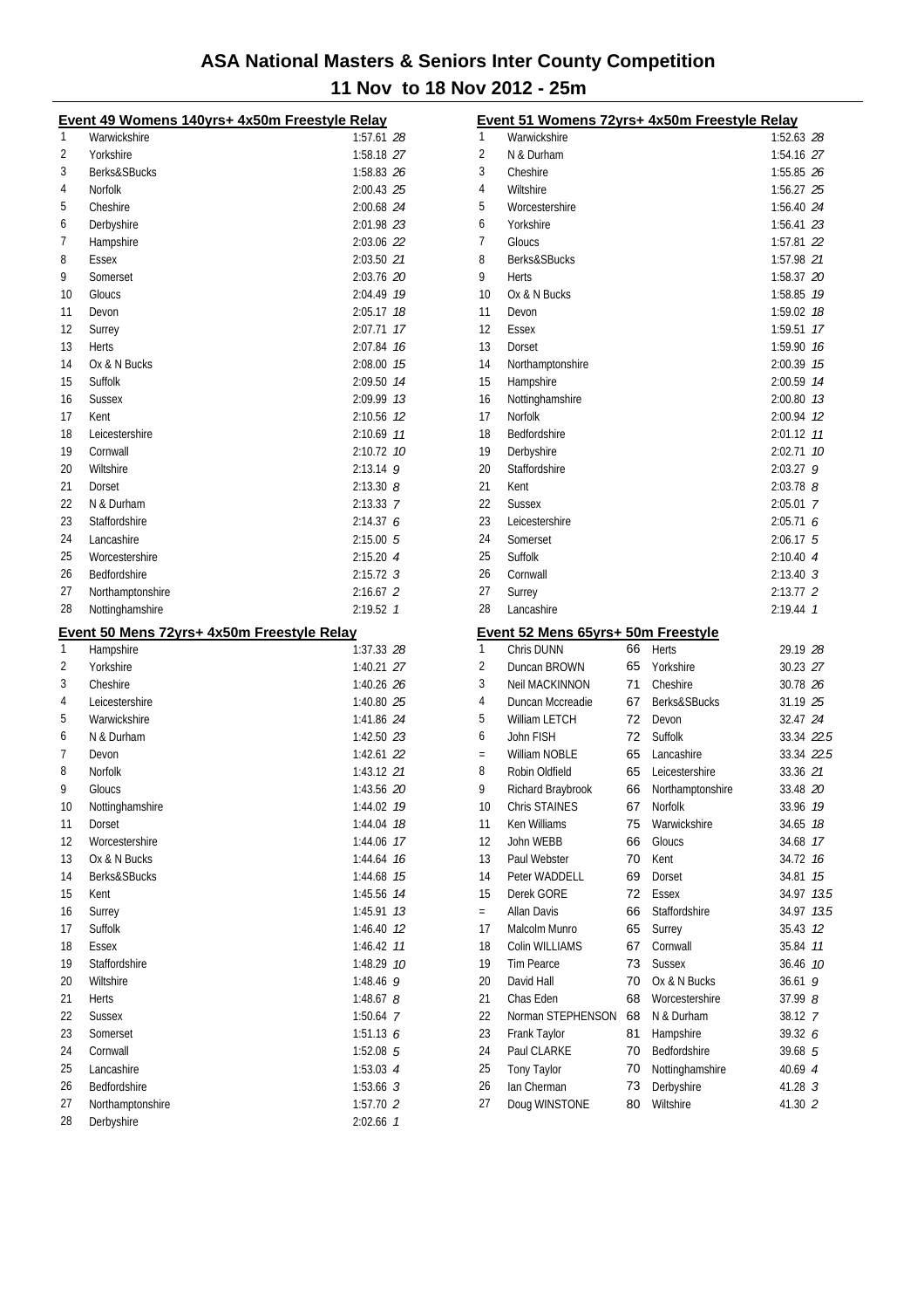# ASA National Masters & Seniors Inter County Competition

## 11 Nov to 18 Nov 2012 - 25m

### Event 49 Womens 140yrs+ 4x50m Freestyle Relay

| Pos | Team | Time | Points |
|---|---|---|---|
| 1 | Warwickshire | 1:57.61 | 28 |
| 2 | Yorkshire | 1:58.18 | 27 |
| 3 | Berks&SBucks | 1:58.83 | 26 |
| 4 | Norfolk | 2:00.43 | 25 |
| 5 | Cheshire | 2:00.68 | 24 |
| 6 | Derbyshire | 2:01.98 | 23 |
| 7 | Hampshire | 2:03.06 | 22 |
| 8 | Essex | 2:03.50 | 21 |
| 9 | Somerset | 2:03.76 | 20 |
| 10 | Gloucs | 2:04.49 | 19 |
| 11 | Devon | 2:05.17 | 18 |
| 12 | Surrey | 2:07.71 | 17 |
| 13 | Herts | 2:07.84 | 16 |
| 14 | Ox & N Bucks | 2:08.00 | 15 |
| 15 | Suffolk | 2:09.50 | 14 |
| 16 | Sussex | 2:09.99 | 13 |
| 17 | Kent | 2:10.56 | 12 |
| 18 | Leicestershire | 2:10.69 | 11 |
| 19 | Cornwall | 2:10.72 | 10 |
| 20 | Wiltshire | 2:13.14 | 9 |
| 21 | Dorset | 2:13.30 | 8 |
| 22 | N & Durham | 2:13.33 | 7 |
| 23 | Staffordshire | 2:14.37 | 6 |
| 24 | Lancashire | 2:15.00 | 5 |
| 25 | Worcestershire | 2:15.20 | 4 |
| 26 | Bedfordshire | 2:15.72 | 3 |
| 27 | Northamptonshire | 2:16.67 | 2 |
| 28 | Nottinghamshire | 2:19.52 | 1 |

### Event 50 Mens 72yrs+ 4x50m Freestyle Relay

| Pos | Team | Time | Points |
|---|---|---|---|
| 1 | Hampshire | 1:37.33 | 28 |
| 2 | Yorkshire | 1:40.21 | 27 |
| 3 | Cheshire | 1:40.26 | 26 |
| 4 | Leicestershire | 1:40.80 | 25 |
| 5 | Warwickshire | 1:41.86 | 24 |
| 6 | N & Durham | 1:42.50 | 23 |
| 7 | Devon | 1:42.61 | 22 |
| 8 | Norfolk | 1:43.12 | 21 |
| 9 | Gloucs | 1:43.56 | 20 |
| 10 | Nottinghamshire | 1:44.02 | 19 |
| 11 | Dorset | 1:44.04 | 18 |
| 12 | Worcestershire | 1:44.06 | 17 |
| 13 | Ox & N Bucks | 1:44.64 | 16 |
| 14 | Berks&SBucks | 1:44.68 | 15 |
| 15 | Kent | 1:45.56 | 14 |
| 16 | Surrey | 1:45.91 | 13 |
| 17 | Suffolk | 1:46.40 | 12 |
| 18 | Essex | 1:46.42 | 11 |
| 19 | Staffordshire | 1:48.29 | 10 |
| 20 | Wiltshire | 1:48.46 | 9 |
| 21 | Herts | 1:48.67 | 8 |
| 22 | Sussex | 1:50.64 | 7 |
| 23 | Somerset | 1:51.13 | 6 |
| 24 | Cornwall | 1:52.08 | 5 |
| 25 | Lancashire | 1:53.03 | 4 |
| 26 | Bedfordshire | 1:53.66 | 3 |
| 27 | Northamptonshire | 1:57.70 | 2 |
| 28 | Derbyshire | 2:02.66 | 1 |

### Event 51 Womens 72yrs+ 4x50m Freestyle Relay

| Pos | Team | Time | Points |
|---|---|---|---|
| 1 | Warwickshire | 1:52.63 | 28 |
| 2 | N & Durham | 1:54.16 | 27 |
| 3 | Cheshire | 1:55.85 | 26 |
| 4 | Wiltshire | 1:56.27 | 25 |
| 5 | Worcestershire | 1:56.40 | 24 |
| 6 | Yorkshire | 1:56.41 | 23 |
| 7 | Gloucs | 1:57.81 | 22 |
| 8 | Berks&SBucks | 1:57.98 | 21 |
| 9 | Herts | 1:58.37 | 20 |
| 10 | Ox & N Bucks | 1:58.85 | 19 |
| 11 | Devon | 1:59.02 | 18 |
| 12 | Essex | 1:59.51 | 17 |
| 13 | Dorset | 1:59.90 | 16 |
| 14 | Northamptonshire | 2:00.39 | 15 |
| 15 | Hampshire | 2:00.59 | 14 |
| 16 | Nottinghamshire | 2:00.80 | 13 |
| 17 | Norfolk | 2:00.94 | 12 |
| 18 | Bedfordshire | 2:01.12 | 11 |
| 19 | Derbyshire | 2:02.71 | 10 |
| 20 | Staffordshire | 2:03.27 | 9 |
| 21 | Kent | 2:03.78 | 8 |
| 22 | Sussex | 2:05.01 | 7 |
| 23 | Leicestershire | 2:05.71 | 6 |
| 24 | Somerset | 2:06.17 | 5 |
| 25 | Suffolk | 2:10.40 | 4 |
| 26 | Cornwall | 2:13.40 | 3 |
| 27 | Surrey | 2:13.77 | 2 |
| 28 | Lancashire | 2:19.44 | 1 |

### Event 52 Mens 65yrs+ 50m Freestyle

| Pos | Name | Age | Team | Time | Points |
|---|---|---|---|---|---|
| 1 | Chris DUNN | 66 | Herts | 29.19 | 28 |
| 2 | Duncan BROWN | 65 | Yorkshire | 30.23 | 27 |
| 3 | Neil MACKINNON | 71 | Cheshire | 30.78 | 26 |
| 4 | Duncan Mccreadie | 67 | Berks&SBucks | 31.19 | 25 |
| 5 | William LETCH | 72 | Devon | 32.47 | 24 |
| 6 | John FISH | 72 | Suffolk | 33.34 | 22.5 |
| = | William NOBLE | 65 | Lancashire | 33.34 | 22.5 |
| 8 | Robin Oldfield | 65 | Leicestershire | 33.36 | 21 |
| 9 | Richard Braybrook | 66 | Northamptonshire | 33.48 | 20 |
| 10 | Chris STAINES | 67 | Norfolk | 33.96 | 19 |
| 11 | Ken Williams | 75 | Warwickshire | 34.65 | 18 |
| 12 | John WEBB | 66 | Gloucs | 34.68 | 17 |
| 13 | Paul Webster | 70 | Kent | 34.72 | 16 |
| 14 | Peter WADDELL | 69 | Dorset | 34.81 | 15 |
| 15 | Derek GORE | 72 | Essex | 34.97 | 13.5 |
| = | Allan Davis | 66 | Staffordshire | 34.97 | 13.5 |
| 17 | Malcolm Munro | 65 | Surrey | 35.43 | 12 |
| 18 | Colin WILLIAMS | 67 | Cornwall | 35.84 | 11 |
| 19 | Tim Pearce | 73 | Sussex | 36.46 | 10 |
| 20 | David Hall | 70 | Ox & N Bucks | 36.61 | 9 |
| 21 | Chas Eden | 68 | Worcestershire | 37.99 | 8 |
| 22 | Norman STEPHENSON | 68 | N & Durham | 38.12 | 7 |
| 23 | Frank Taylor | 81 | Hampshire | 39.32 | 6 |
| 24 | Paul CLARKE | 70 | Bedfordshire | 39.68 | 5 |
| 25 | Tony Taylor | 70 | Nottinghamshire | 40.69 | 4 |
| 26 | Ian Cherman | 73 | Derbyshire | 41.28 | 3 |
| 27 | Doug WINSTONE | 80 | Wiltshire | 41.30 | 2 |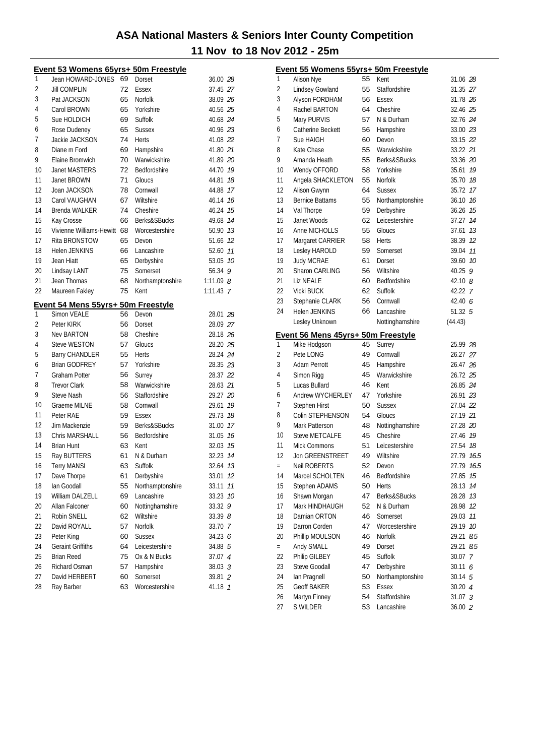# ASA National Masters & Seniors Inter County Competition

## 11 Nov to 18 Nov 2012 - 25m

### Event 53 Womens 65yrs+ 50m Freestyle

| Place | Name | Age | County | Time | Points |
|---|---|---|---|---|---|
| 1 | Jean HOWARD-JONES | 69 | Dorset | 36.00 | 28 |
| 2 | Jill COMPLIN | 72 | Essex | 37.45 | 27 |
| 3 | Pat JACKSON | 65 | Norfolk | 38.09 | 26 |
| 4 | Carol BROWN | 65 | Yorkshire | 40.56 | 25 |
| 5 | Sue HOLDICH | 69 | Suffolk | 40.68 | 24 |
| 6 | Rose Dudeney | 65 | Sussex | 40.96 | 23 |
| 7 | Jackie JACKSON | 74 | Herts | 41.08 | 22 |
| 8 | Diane m Ford | 69 | Hampshire | 41.80 | 21 |
| 9 | Elaine Bromwich | 70 | Warwickshire | 41.89 | 20 |
| 10 | Janet MASTERS | 72 | Bedfordshire | 44.70 | 19 |
| 11 | Janet BROWN | 71 | Glouсs | 44.81 | 18 |
| 12 | Joan JACKSON | 78 | Cornwall | 44.88 | 17 |
| 13 | Carol VAUGHAN | 67 | Wiltshire | 46.14 | 16 |
| 14 | Brenda WALKER | 74 | Cheshire | 46.24 | 15 |
| 15 | Kay Crosse | 66 | Berks&SBucks | 49.68 | 14 |
| 16 | Vivienne Williams-Hewitt | 68 | Worcestershire | 50.90 | 13 |
| 17 | Rita BRONSTOW | 65 | Devon | 51.66 | 12 |
| 18 | Helen JENKINS | 66 | Lancashire | 52.60 | 11 |
| 19 | Jean Hiatt | 65 | Derbyshire | 53.05 | 10 |
| 20 | Lindsay LANT | 75 | Somerset | 56.34 | 9 |
| 21 | Jean Thomas | 68 | Northamptonshire | 1:11.09 | 8 |
| 22 | Maureen Fakley | 75 | Kent | 1:11.43 | 7 |

### Event 54 Mens 55yrs+ 50m Freestyle

| Place | Name | Age | County | Time | Points |
|---|---|---|---|---|---|
| 1 | Simon VEALE | 56 | Devon | 28.01 | 28 |
| 2 | Peter KIRK | 56 | Dorset | 28.09 | 27 |
| 3 | Nev BARTON | 58 | Cheshire | 28.18 | 26 |
| 4 | Steve WESTON | 57 | Gloucs | 28.20 | 25 |
| 5 | Barry CHANDLER | 55 | Herts | 28.24 | 24 |
| 6 | Brian GODFREY | 57 | Yorkshire | 28.35 | 23 |
| 7 | Graham Potter | 56 | Surrey | 28.37 | 22 |
| 8 | Trevor Clark | 58 | Warwickshire | 28.63 | 21 |
| 9 | Steve Nash | 56 | Staffordshire | 29.27 | 20 |
| 10 | Graeme MILNE | 58 | Cornwall | 29.61 | 19 |
| 11 | Peter RAE | 59 | Essex | 29.73 | 18 |
| 12 | Jim Mackenzie | 59 | Berks&SBucks | 31.00 | 17 |
| 13 | Chris MARSHALL | 56 | Bedfordshire | 31.05 | 16 |
| 14 | Brian Hunt | 63 | Kent | 32.03 | 15 |
| 15 | Ray BUTTERS | 61 | N & Durham | 32.23 | 14 |
| 16 | Terry MANSI | 63 | Suffolk | 32.64 | 13 |
| 17 | Dave Thorpe | 61 | Derbyshire | 33.01 | 12 |
| 18 | Ian Goodall | 55 | Northamptonshire | 33.11 | 11 |
| 19 | William DALZELL | 69 | Lancashire | 33.23 | 10 |
| 20 | Allan Falconer | 60 | Nottinghamshire | 33.32 | 9 |
| 21 | Robin SNELL | 62 | Wiltshire | 33.39 | 8 |
| 22 | David ROYALL | 57 | Norfolk | 33.70 | 7 |
| 23 | Peter King | 60 | Sussex | 34.23 | 6 |
| 24 | Geraint Griffiths | 64 | Leicestershire | 34.88 | 5 |
| 25 | Brian Reed | 75 | Ox & N Bucks | 37.07 | 4 |
| 26 | Richard Osman | 57 | Hampshire | 38.03 | 3 |
| 27 | David HERBERT | 60 | Somerset | 39.81 | 2 |
| 28 | Ray Barber | 63 | Worcestershire | 41.18 | 1 |

### Event 55 Womens 55yrs+ 50m Freestyle

| Place | Name | Age | County | Time | Points |
|---|---|---|---|---|---|
| 1 | Alison Nye | 55 | Kent | 31.06 | 28 |
| 2 | Lindsey Gowland | 55 | Staffordshire | 31.35 | 27 |
| 3 | Alyson FORDHAM | 56 | Essex | 31.78 | 26 |
| 4 | Rachel BARTON | 64 | Cheshire | 32.46 | 25 |
| 5 | Mary PURVIS | 57 | N & Durham | 32.76 | 24 |
| 6 | Catherine Beckett | 56 | Hampshire | 33.00 | 23 |
| 7 | Sue HAIGH | 60 | Devon | 33.15 | 22 |
| 8 | Kate Chase | 55 | Warwickshire | 33.22 | 21 |
| 9 | Amanda Heath | 55 | Berks&SBucks | 33.36 | 20 |
| 10 | Wendy OFFORD | 58 | Yorkshire | 35.61 | 19 |
| 11 | Angela SHACKLETON | 55 | Norfolk | 35.70 | 18 |
| 12 | Alison Gwynn | 64 | Sussex | 35.72 | 17 |
| 13 | Bernice Battams | 55 | Northamptonshire | 36.10 | 16 |
| 14 | Val Thorpe | 59 | Derbyshire | 36.26 | 15 |
| 15 | Janet Woods | 62 | Leicestershire | 37.27 | 14 |
| 16 | Anne NICHOLLS | 55 | Gloucs | 37.61 | 13 |
| 17 | Margaret CARRIER | 58 | Herts | 38.39 | 12 |
| 18 | Lesley HAROLD | 59 | Somerset | 39.04 | 11 |
| 19 | Judy MCRAE | 61 | Dorset | 39.60 | 10 |
| 20 | Sharon CARLING | 56 | Wiltshire | 40.25 | 9 |
| 21 | Liz NEALE | 60 | Bedfordshire | 42.10 | 8 |
| 22 | Vicki BUCK | 62 | Suffolk | 42.22 | 7 |
| 23 | Stephanie CLARK | 56 | Cornwall | 42.40 | 6 |
| 24 | Helen JENKINS | 66 | Lancashire | 51.32 | 5 |
| | Lesley Unknown | | Nottinghamshire | (44.43) | |

### Event 56 Mens 45yrs+ 50m Freestyle

| Place | Name | Age | County | Time | Points |
|---|---|---|---|---|---|
| 1 | Mike Hodgson | 45 | Surrey | 25.99 | 28 |
| 2 | Pete LONG | 49 | Cornwall | 26.27 | 27 |
| 3 | Adam Perrott | 45 | Hampshire | 26.47 | 26 |
| 4 | Simon Rigg | 45 | Warwickshire | 26.72 | 25 |
| 5 | Lucas Bullard | 46 | Kent | 26.85 | 24 |
| 6 | Andrew WYCHERLEY | 47 | Yorkshire | 26.91 | 23 |
| 7 | Stephen Hirst | 50 | Sussex | 27.04 | 22 |
| 8 | Colin STEPHENSON | 54 | Gloucs | 27.19 | 21 |
| 9 | Mark Patterson | 48 | Nottinghamshire | 27.28 | 20 |
| 10 | Steve METCALFE | 45 | Cheshire | 27.46 | 19 |
| 11 | Mick Commons | 51 | Leicestershire | 27.54 | 18 |
| 12 | Jon GREENSTREET | 49 | Wiltshire | 27.79 | 16.5 |
| = | Neil ROBERTS | 52 | Devon | 27.79 | 16.5 |
| 14 | Marcel SCHOLTEN | 46 | Bedfordshire | 27.85 | 15 |
| 15 | Stephen ADAMS | 50 | Herts | 28.13 | 14 |
| 16 | Shawn Morgan | 47 | Berks&SBucks | 28.28 | 13 |
| 17 | Mark HINDHAUGH | 52 | N & Durham | 28.98 | 12 |
| 18 | Damian ORTON | 46 | Somerset | 29.03 | 11 |
| 19 | Darron Corden | 47 | Worcestershire | 29.19 | 10 |
| 20 | Phillip MOULSON | 46 | Norfolk | 29.21 | 8.5 |
| = | Andy SMALL | 49 | Dorset | 29.21 | 8.5 |
| 22 | Philip GILBEY | 45 | Suffolk | 30.07 | 7 |
| 23 | Steve Goodall | 47 | Derbyshire | 30.11 | 6 |
| 24 | Ian Pragnell | 50 | Northamptonshire | 30.14 | 5 |
| 25 | Geoff BAKER | 53 | Essex | 30.20 | 4 |
| 26 | Martyn Finney | 54 | Staffordshire | 31.07 | 3 |
| 27 | S WILDER | 53 | Lancashire | 36.00 | 2 |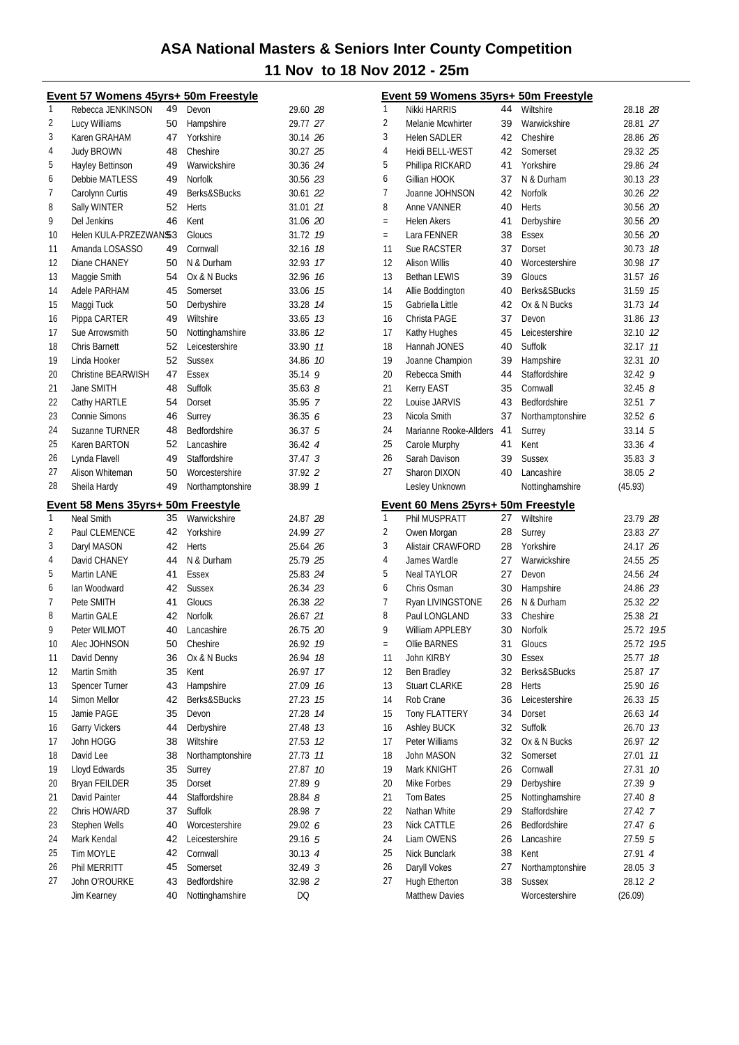# ASA National Masters & Seniors Inter County Competition

## 11 Nov to 18 Nov 2012 - 25m

### Event 57 Womens 45yrs+ 50m Freestyle

| Pos | Name | Age | County | Time | Points |
|---|---|---|---|---|---|
| 1 | Rebecca JENKINSON | 49 | Devon | 29.60 | 28 |
| 2 | Lucy Williams | 50 | Hampshire | 29.77 | 27 |
| 3 | Karen GRAHAM | 47 | Yorkshire | 30.14 | 26 |
| 4 | Judy BROWN | 48 | Cheshire | 30.27 | 25 |
| 5 | Hayley Bettinson | 49 | Warwickshire | 30.36 | 24 |
| 6 | Debbie MATLESS | 49 | Norfolk | 30.56 | 23 |
| 7 | Carolynn Curtis | 49 | Berks&SBucks | 30.61 | 22 |
| 8 | Sally WINTER | 52 | Herts | 31.01 | 21 |
| 9 | Del Jenkins | 46 | Kent | 31.06 | 20 |
| 10 | Helen KULA-PRZEZWANSKI | 53 | Gloucs | 31.72 | 19 |
| 11 | Amanda LOSASSO | 49 | Cornwall | 32.16 | 18 |
| 12 | Diane CHANEY | 50 | N & Durham | 32.93 | 17 |
| 13 | Maggie Smith | 54 | Ox & N Bucks | 32.96 | 16 |
| 14 | Adele PARHAM | 45 | Somerset | 33.06 | 15 |
| 15 | Maggi Tuck | 50 | Derbyshire | 33.28 | 14 |
| 16 | Pippa CARTER | 49 | Wiltshire | 33.65 | 13 |
| 17 | Sue Arrowsmith | 50 | Nottinghamshire | 33.86 | 12 |
| 18 | Chris Barnett | 52 | Leicestershire | 33.90 | 11 |
| 19 | Linda Hooker | 52 | Sussex | 34.86 | 10 |
| 20 | Christine BEARWISH | 47 | Essex | 35.14 | 9 |
| 21 | Jane SMITH | 48 | Suffolk | 35.63 | 8 |
| 22 | Cathy HARTLE | 54 | Dorset | 35.95 | 7 |
| 23 | Connie Simons | 46 | Surrey | 36.35 | 6 |
| 24 | Suzanne TURNER | 48 | Bedfordshire | 36.37 | 5 |
| 25 | Karen BARTON | 52 | Lancashire | 36.42 | 4 |
| 26 | Lynda Flavell | 49 | Staffordshire | 37.47 | 3 |
| 27 | Alison Whiteman | 50 | Worcestershire | 37.92 | 2 |
| 28 | Sheila Hardy | 49 | Northamptonshire | 38.99 | 1 |

### Event 58 Mens 35yrs+ 50m Freestyle

| Pos | Name | Age | County | Time | Points |
|---|---|---|---|---|---|
| 1 | Neal Smith | 35 | Warwickshire | 24.87 | 28 |
| 2 | Paul CLEMENCE | 42 | Yorkshire | 24.99 | 27 |
| 3 | Daryl MASON | 42 | Herts | 25.64 | 26 |
| 4 | David CHANEY | 44 | N & Durham | 25.79 | 25 |
| 5 | Martin LANE | 41 | Essex | 25.83 | 24 |
| 6 | Ian Woodward | 42 | Sussex | 26.34 | 23 |
| 7 | Pete SMITH | 41 | Gloucs | 26.38 | 22 |
| 8 | Martin GALE | 42 | Norfolk | 26.67 | 21 |
| 9 | Peter WILMOT | 40 | Lancashire | 26.75 | 20 |
| 10 | Alec JOHNSON | 50 | Cheshire | 26.92 | 19 |
| 11 | David Denny | 36 | Ox & N Bucks | 26.94 | 18 |
| 12 | Martin Smith | 35 | Kent | 26.97 | 17 |
| 13 | Spencer Turner | 43 | Hampshire | 27.09 | 16 |
| 14 | Simon Mellor | 42 | Berks&SBucks | 27.23 | 15 |
| 15 | Jamie PAGE | 35 | Devon | 27.28 | 14 |
| 16 | Garry Vickers | 44 | Derbyshire | 27.48 | 13 |
| 17 | John HOGG | 38 | Wiltshire | 27.53 | 12 |
| 18 | David Lee | 38 | Northamptonshire | 27.73 | 11 |
| 19 | Lloyd Edwards | 35 | Surrey | 27.87 | 10 |
| 20 | Bryan FEILDER | 35 | Dorset | 27.89 | 9 |
| 21 | David Painter | 44 | Staffordshire | 28.84 | 8 |
| 22 | Chris HOWARD | 37 | Suffolk | 28.98 | 7 |
| 23 | Stephen Wells | 40 | Worcestershire | 29.02 | 6 |
| 24 | Mark Kendal | 42 | Leicestershire | 29.16 | 5 |
| 25 | Tim MOYLE | 42 | Cornwall | 30.13 | 4 |
| 26 | Phil MERRITT | 45 | Somerset | 32.49 | 3 |
| 27 | John O'ROURKE | 43 | Bedfordshire | 32.98 | 2 |
| | Jim Kearney | 40 | Nottinghamshire | DQ | |

### Event 59 Womens 35yrs+ 50m Freestyle

| Pos | Name | Age | County | Time | Points |
|---|---|---|---|---|---|
| 1 | Nikki HARRIS | 44 | Wiltshire | 28.18 | 28 |
| 2 | Melanie Mcwhirter | 39 | Warwickshire | 28.81 | 27 |
| 3 | Helen SADLER | 42 | Cheshire | 28.86 | 26 |
| 4 | Heidi BELL-WEST | 42 | Somerset | 29.32 | 25 |
| 5 | Phillipa RICKARD | 41 | Yorkshire | 29.86 | 24 |
| 6 | Gillian HOOK | 37 | N & Durham | 30.13 | 23 |
| 7 | Joanne JOHNSON | 42 | Norfolk | 30.26 | 22 |
| 8 | Anne VANNER | 40 | Herts | 30.56 | 20 |
| = | Helen Akers | 41 | Derbyshire | 30.56 | 20 |
| = | Lara FENNER | 38 | Essex | 30.56 | 20 |
| 11 | Sue RACSTER | 37 | Dorset | 30.73 | 18 |
| 12 | Alison Willis | 40 | Worcestershire | 30.98 | 17 |
| 13 | Bethan LEWIS | 39 | Gloucs | 31.57 | 16 |
| 14 | Allie Boddington | 40 | Berks&SBucks | 31.59 | 15 |
| 15 | Gabriella Little | 42 | Ox & N Bucks | 31.73 | 14 |
| 16 | Christa PAGE | 37 | Devon | 31.86 | 13 |
| 17 | Kathy Hughes | 45 | Leicestershire | 32.10 | 12 |
| 18 | Hannah JONES | 40 | Suffolk | 32.17 | 11 |
| 19 | Joanne Champion | 39 | Hampshire | 32.31 | 10 |
| 20 | Rebecca Smith | 44 | Staffordshire | 32.42 | 9 |
| 21 | Kerry EAST | 35 | Cornwall | 32.45 | 8 |
| 22 | Louise JARVIS | 43 | Bedfordshire | 32.51 | 7 |
| 23 | Nicola Smith | 37 | Northamptonshire | 32.52 | 6 |
| 24 | Marianne Rooke-Allders | 41 | Surrey | 33.14 | 5 |
| 25 | Carole Murphy | 41 | Kent | 33.36 | 4 |
| 26 | Sarah Davison | 39 | Sussex | 35.83 | 3 |
| 27 | Sharon DIXON | 40 | Lancashire | 38.05 | 2 |
| | Lesley Unknown | | Nottinghamshire | (45.93) | |

### Event 60 Mens 25yrs+ 50m Freestyle

| Pos | Name | Age | County | Time | Points |
|---|---|---|---|---|---|
| 1 | Phil MUSPRATT | 27 | Wiltshire | 23.79 | 28 |
| 2 | Owen Morgan | 28 | Surrey | 23.83 | 27 |
| 3 | Alistair CRAWFORD | 28 | Yorkshire | 24.17 | 26 |
| 4 | James Wardle | 27 | Warwickshire | 24.55 | 25 |
| 5 | Neal TAYLOR | 27 | Devon | 24.56 | 24 |
| 6 | Chris Osman | 30 | Hampshire | 24.86 | 23 |
| 7 | Ryan LIVINGSTONE | 26 | N & Durham | 25.32 | 22 |
| 8 | Paul LONGLAND | 33 | Cheshire | 25.38 | 21 |
| 9 | William APPLEBY | 30 | Norfolk | 25.72 | 19.5 |
| = | Ollie BARNES | 31 | Gloucs | 25.72 | 19.5 |
| 11 | John KIRBY | 30 | Essex | 25.77 | 18 |
| 12 | Ben Bradley | 32 | Berks&SBucks | 25.87 | 17 |
| 13 | Stuart CLARKE | 28 | Herts | 25.90 | 16 |
| 14 | Rob Crane | 36 | Leicestershire | 26.33 | 15 |
| 15 | Tony FLATTERY | 34 | Dorset | 26.63 | 14 |
| 16 | Ashley BUCK | 32 | Suffolk | 26.70 | 13 |
| 17 | Peter Williams | 32 | Ox & N Bucks | 26.97 | 12 |
| 18 | John MASON | 32 | Somerset | 27.01 | 11 |
| 19 | Mark KNIGHT | 26 | Cornwall | 27.31 | 10 |
| 20 | Mike Forbes | 29 | Derbyshire | 27.39 | 9 |
| 21 | Tom Bates | 25 | Nottinghamshire | 27.40 | 8 |
| 22 | Nathan White | 29 | Staffordshire | 27.42 | 7 |
| 23 | Nick CATTLE | 26 | Bedfordshire | 27.47 | 6 |
| 24 | Liam OWENS | 26 | Lancashire | 27.59 | 5 |
| 25 | Nick Bunclark | 38 | Kent | 27.91 | 4 |
| 26 | Daryll Vokes | 27 | Northamptonshire | 28.05 | 3 |
| 27 | Hugh Etherton | 38 | Sussex | 28.12 | 2 |
| | Matthew Davies | | Worcestershire | (26.09) | |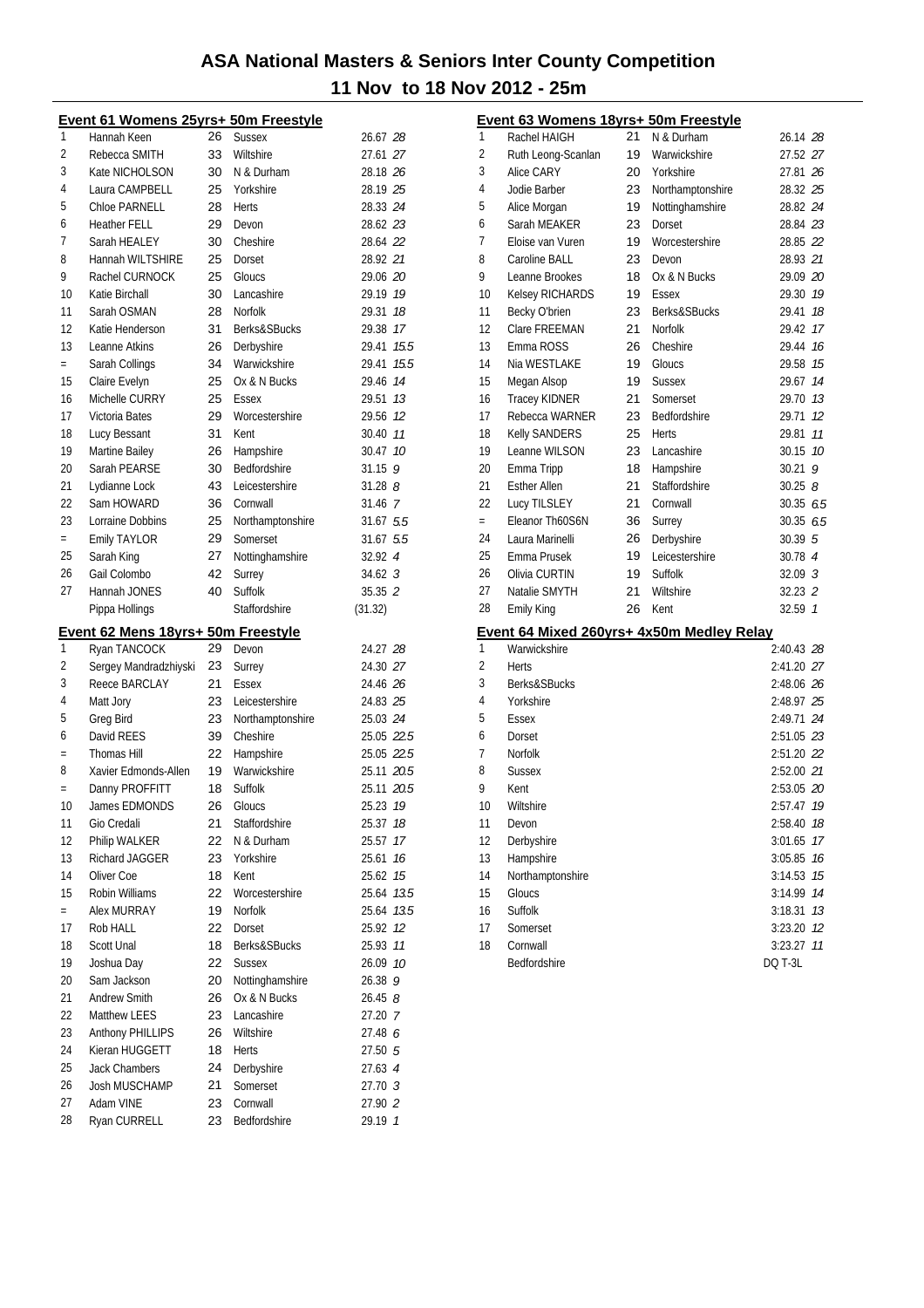# ASA National Masters & Seniors Inter County Competition

## 11 Nov to 18 Nov 2012 - 25m

### Event 61 Womens 25yrs+ 50m Freestyle

| Pos | Name | Age | County | Time | Points |
|---|---|---|---|---|---|
| 1 | Hannah Keen | 26 | Sussex | 26.67 | 28 |
| 2 | Rebecca SMITH | 33 | Wiltshire | 27.61 | 27 |
| 3 | Kate NICHOLSON | 30 | N & Durham | 28.18 | 26 |
| 4 | Laura CAMPBELL | 25 | Yorkshire | 28.19 | 25 |
| 5 | Chloe PARNELL | 28 | Herts | 28.33 | 24 |
| 6 | Heather FELL | 29 | Devon | 28.62 | 23 |
| 7 | Sarah HEALEY | 30 | Cheshire | 28.64 | 22 |
| 8 | Hannah WILTSHIRE | 25 | Dorset | 28.92 | 21 |
| 9 | Rachel CURNOCK | 25 | Gloucs | 29.06 | 20 |
| 10 | Katie Birchall | 30 | Lancashire | 29.19 | 19 |
| 11 | Sarah OSMAN | 28 | Norfolk | 29.31 | 18 |
| 12 | Katie Henderson | 31 | Berks&SBucks | 29.38 | 17 |
| 13 | Leanne Atkins | 26 | Derbyshire | 29.41 | 15.5 |
| = | Sarah Collings | 34 | Warwickshire | 29.41 | 15.5 |
| 15 | Claire Evelyn | 25 | Ox & N Bucks | 29.46 | 14 |
| 16 | Michelle CURRY | 25 | Essex | 29.51 | 13 |
| 17 | Victoria Bates | 29 | Worcestershire | 29.56 | 12 |
| 18 | Lucy Bessant | 31 | Kent | 30.40 | 11 |
| 19 | Martine Bailey | 26 | Hampshire | 30.47 | 10 |
| 20 | Sarah PEARSE | 30 | Bedfordshire | 31.15 | 9 |
| 21 | Lydianne Lock | 43 | Leicestershire | 31.28 | 8 |
| 22 | Sam HOWARD | 36 | Cornwall | 31.46 | 7 |
| 23 | Lorraine Dobbins | 25 | Northamptonshire | 31.67 | 5.5 |
| = | Emily TAYLOR | 29 | Somerset | 31.67 | 5.5 |
| 25 | Sarah King | 27 | Nottinghamshire | 32.92 | 4 |
| 26 | Gail Colombo | 42 | Surrey | 34.62 | 3 |
| 27 | Hannah JONES | 40 | Suffolk | 35.35 | 2 |
| | Pippa Hollings | | Staffordshire | (31.32) | |

### Event 62 Mens 18yrs+ 50m Freestyle

| Pos | Name | Age | County | Time | Points |
|---|---|---|---|---|---|
| 1 | Ryan TANCOCK | 29 | Devon | 24.27 | 28 |
| 2 | Sergey Mandradzhyiski | 23 | Surrey | 24.30 | 27 |
| 3 | Reece BARCLAY | 21 | Essex | 24.46 | 26 |
| 4 | Matt Jory | 23 | Leicestershire | 24.83 | 25 |
| 5 | Greg Bird | 23 | Northamptonshire | 25.03 | 24 |
| 6 | David REES | 39 | Cheshire | 25.05 | 22.5 |
| = | Thomas Hill | 22 | Hampshire | 25.05 | 22.5 |
| 8 | Xavier Edmonds-Allen | 19 | Warwickshire | 25.11 | 20.5 |
| = | Danny PROFFITT | 18 | Suffolk | 25.11 | 20.5 |
| 10 | James EDMONDS | 26 | Gloucs | 25.23 | 19 |
| 11 | Gio Credali | 21 | Staffordshire | 25.37 | 18 |
| 12 | Philip WALKER | 22 | N & Durham | 25.57 | 17 |
| 13 | Richard JAGGER | 23 | Yorkshire | 25.61 | 16 |
| 14 | Oliver Coe | 18 | Kent | 25.62 | 15 |
| 15 | Robin Williams | 22 | Worcestershire | 25.64 | 13.5 |
| = | Alex MURRAY | 19 | Norfolk | 25.64 | 13.5 |
| 17 | Rob HALL | 22 | Dorset | 25.92 | 12 |
| 18 | Scott Unal | 18 | Berks&SBucks | 25.93 | 11 |
| 19 | Joshua Day | 22 | Sussex | 26.09 | 10 |
| 20 | Sam Jackson | 20 | Nottinghamshire | 26.38 | 9 |
| 21 | Andrew Smith | 26 | Ox & N Bucks | 26.45 | 8 |
| 22 | Matthew LEES | 23 | Lancashire | 27.20 | 7 |
| 23 | Anthony PHILLIPS | 26 | Wiltshire | 27.48 | 6 |
| 24 | Kieran HUGGETT | 18 | Herts | 27.50 | 5 |
| 25 | Jack Chambers | 24 | Derbyshire | 27.63 | 4 |
| 26 | Josh MUSCHAMP | 21 | Somerset | 27.70 | 3 |
| 27 | Adam VINE | 23 | Cornwall | 27.90 | 2 |
| 28 | Ryan CURRELL | 23 | Bedfordshire | 29.19 | 1 |

### Event 63 Womens 18yrs+ 50m Freestyle

| Pos | Name | Age | County | Time | Points |
|---|---|---|---|---|---|
| 1 | Rachel HAIGH | 21 | N & Durham | 26.14 | 28 |
| 2 | Ruth Leong-Scanlan | 19 | Warwickshire | 27.52 | 27 |
| 3 | Alice CARY | 20 | Yorkshire | 27.81 | 26 |
| 4 | Jodie Barber | 23 | Northamptonshire | 28.32 | 25 |
| 5 | Alice Morgan | 19 | Nottinghamshire | 28.82 | 24 |
| 6 | Sarah MEAKER | 23 | Dorset | 28.84 | 23 |
| 7 | Eloise van Vuren | 19 | Worcestershire | 28.85 | 22 |
| 8 | Caroline BALL | 23 | Devon | 28.93 | 21 |
| 9 | Leanne Brookes | 18 | Ox & N Bucks | 29.09 | 20 |
| 10 | Kelsey RICHARDS | 19 | Essex | 29.30 | 19 |
| 11 | Becky O'brien | 23 | Berks&SBucks | 29.41 | 18 |
| 12 | Clare FREEMAN | 21 | Norfolk | 29.42 | 17 |
| 13 | Emma ROSS | 26 | Cheshire | 29.44 | 16 |
| 14 | Nia WESTLAKE | 19 | Gloucs | 29.58 | 15 |
| 15 | Megan Alsop | 19 | Sussex | 29.67 | 14 |
| 16 | Tracey KIDNER | 21 | Somerset | 29.70 | 13 |
| 17 | Rebecca WARNER | 23 | Bedfordshire | 29.71 | 12 |
| 18 | Kelly SANDERS | 25 | Herts | 29.81 | 11 |
| 19 | Leanne WILSON | 23 | Lancashire | 30.15 | 10 |
| 20 | Emma Tripp | 18 | Hampshire | 30.21 | 9 |
| 21 | Esther Allen | 21 | Staffordshire | 30.25 | 8 |
| 22 | Lucy TILSLEY | 21 | Cornwall | 30.35 | 6.5 |
| = | Eleanor Th60S6N | 36 | Surrey | 30.35 | 6.5 |
| 24 | Laura Marinelli | 26 | Derbyshire | 30.39 | 5 |
| 25 | Emma Prusek | 19 | Leicestershire | 30.78 | 4 |
| 26 | Olivia CURTIN | 19 | Suffolk | 32.09 | 3 |
| 27 | Natalie SMYTH | 21 | Wiltshire | 32.23 | 2 |
| 28 | Emily King | 26 | Kent | 32.59 | 1 |

### Event 64 Mixed 260yrs+ 4x50m Medley Relay

| Pos | County | Time | Points |
|---|---|---|---|
| 1 | Warwickshire | 2:40.43 | 28 |
| 2 | Herts | 2:41.20 | 27 |
| 3 | Berks&SBucks | 2:48.06 | 26 |
| 4 | Yorkshire | 2:48.97 | 25 |
| 5 | Essex | 2:49.71 | 24 |
| 6 | Dorset | 2:51.05 | 23 |
| 7 | Norfolk | 2:51.20 | 22 |
| 8 | Sussex | 2:52.00 | 21 |
| 9 | Kent | 2:53.05 | 20 |
| 10 | Wiltshire | 2:57.47 | 19 |
| 11 | Devon | 2:58.40 | 18 |
| 12 | Derbyshire | 3:01.65 | 17 |
| 13 | Hampshire | 3:05.85 | 16 |
| 14 | Northamptonshire | 3:14.53 | 15 |
| 15 | Gloucs | 3:14.99 | 14 |
| 16 | Suffolk | 3:18.31 | 13 |
| 17 | Somerset | 3:23.20 | 12 |
| 18 | Cornwall | 3:23.27 | 11 |
| | Bedfordshire | DQ T-3L | |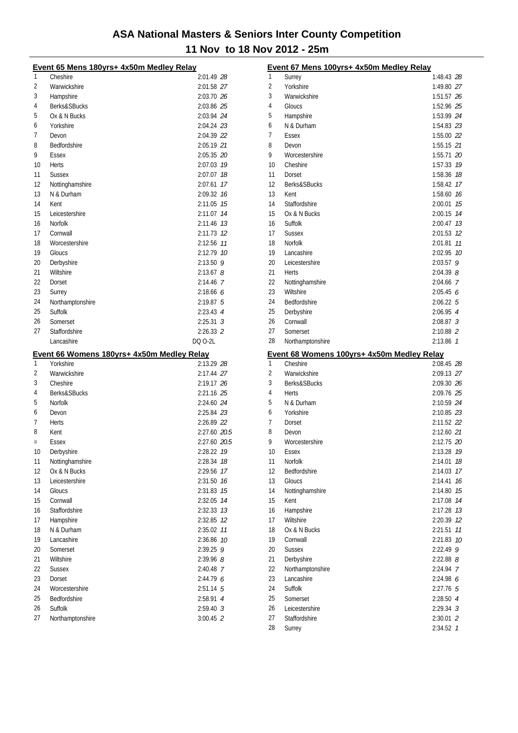# ASA National Masters & Seniors Inter County Competition

## 11 Nov to 18 Nov 2012 - 25m

### Event 65 Mens 180yrs+ 4x50m Medley Relay

| | | | |
|---|---|---|---|
| 1 | Cheshire | 2:01.49 | 28 |
| 2 | Warwickshire | 2:01.58 | 27 |
| 3 | Hampshire | 2:03.70 | 26 |
| 4 | Berks&SBucks | 2:03.86 | 25 |
| 5 | Ox & N Bucks | 2:03.94 | 24 |
| 6 | Yorkshire | 2:04.24 | 23 |
| 7 | Devon | 2:04.39 | 22 |
| 8 | Bedfordshire | 2:05.19 | 21 |
| 9 | Essex | 2:05.35 | 20 |
| 10 | Herts | 2:07.03 | 19 |
| 11 | Sussex | 2:07.07 | 18 |
| 12 | Nottinghamshire | 2:07.61 | 17 |
| 13 | N & Durham | 2:09.32 | 16 |
| 14 | Kent | 2:11.05 | 15 |
| 15 | Leicestershire | 2:11.07 | 14 |
| 16 | Norfolk | 2:11.46 | 13 |
| 17 | Cornwall | 2:11.73 | 12 |
| 18 | Worcestershire | 2:12.56 | 11 |
| 19 | Gloucs | 2:12.79 | 10 |
| 20 | Derbyshire | 2:13.50 | 9 |
| 21 | Wiltshire | 2:13.67 | 8 |
| 22 | Dorset | 2:14.46 | 7 |
| 23 | Surrey | 2:18.66 | 6 |
| 24 | Northamptonshire | 2:19.87 | 5 |
| 25 | Suffolk | 2:23.43 | 4 |
| 26 | Somerset | 2:25.31 | 3 |
| 27 | Staffordshire | 2:26.33 | 2 |
| | Lancashire | DQ O-2L | |

### Event 66 Womens 180yrs+ 4x50m Medley Relay

| | | | |
|---|---|---|---|
| 1 | Yorkshire | 2:13.29 | 28 |
| 2 | Warwickshire | 2:17.44 | 27 |
| 3 | Cheshire | 2:19.17 | 26 |
| 4 | Berks&SBucks | 2:21.16 | 25 |
| 5 | Norfolk | 2:24.60 | 24 |
| 6 | Devon | 2:25.84 | 23 |
| 7 | Herts | 2:26.89 | 22 |
| 8 | Kent | 2:27.60 | 20.5 |
| = | Essex | 2:27.60 | 20.5 |
| 10 | Derbyshire | 2:28.22 | 19 |
| 11 | Nottinghamshire | 2:28.34 | 18 |
| 12 | Ox & N Bucks | 2:29.56 | 17 |
| 13 | Leicestershire | 2:31.50 | 16 |
| 14 | Gloucs | 2:31.83 | 15 |
| 15 | Cornwall | 2:32.05 | 14 |
| 16 | Staffordshire | 2:32.33 | 13 |
| 17 | Hampshire | 2:32.85 | 12 |
| 18 | N & Durham | 2:35.02 | 11 |
| 19 | Lancashire | 2:36.86 | 10 |
| 20 | Somerset | 2:39.25 | 9 |
| 21 | Wiltshire | 2:39.96 | 8 |
| 22 | Sussex | 2:40.48 | 7 |
| 23 | Dorset | 2:44.79 | 6 |
| 24 | Worcestershire | 2:51.14 | 5 |
| 25 | Bedfordshire | 2:58.91 | 4 |
| 26 | Suffolk | 2:59.40 | 3 |
| 27 | Northamptonshire | 3:00.45 | 2 |

### Event 67 Mens 100yrs+ 4x50m Medley Relay

| | | | |
|---|---|---|---|
| 1 | Surrey | 1:48.43 | 28 |
| 2 | Yorkshire | 1:49.80 | 27 |
| 3 | Warwickshire | 1:51.57 | 26 |
| 4 | Gloucs | 1:52.96 | 25 |
| 5 | Hampshire | 1:53.99 | 24 |
| 6 | N & Durham | 1:54.83 | 23 |
| 7 | Essex | 1:55.00 | 22 |
| 8 | Devon | 1:55.15 | 21 |
| 9 | Worcestershire | 1:55.71 | 20 |
| 10 | Cheshire | 1:57.33 | 19 |
| 11 | Dorset | 1:58.36 | 18 |
| 12 | Berks&SBucks | 1:58.42 | 17 |
| 13 | Kent | 1:58.60 | 16 |
| 14 | Staffordshire | 2:00.01 | 15 |
| 15 | Ox & N Bucks | 2:00.15 | 14 |
| 16 | Suffolk | 2:00.47 | 13 |
| 17 | Sussex | 2:01.53 | 12 |
| 18 | Norfolk | 2:01.81 | 11 |
| 19 | Lancashire | 2:02.95 | 10 |
| 20 | Leicestershire | 2:03.57 | 9 |
| 21 | Herts | 2:04.39 | 8 |
| 22 | Nottinghamshire | 2:04.66 | 7 |
| 23 | Wiltshire | 2:05.45 | 6 |
| 24 | Bedfordshire | 2:06.22 | 5 |
| 25 | Derbyshire | 2:06.95 | 4 |
| 26 | Cornwall | 2:08.87 | 3 |
| 27 | Somerset | 2:10.88 | 2 |
| 28 | Northamptonshire | 2:13.86 | 1 |

### Event 68 Womens 100yrs+ 4x50m Medley Relay

| | | | |
|---|---|---|---|
| 1 | Cheshire | 2:08.45 | 28 |
| 2 | Warwickshire | 2:09.13 | 27 |
| 3 | Berks&SBucks | 2:09.30 | 26 |
| 4 | Herts | 2:09.76 | 25 |
| 5 | N & Durham | 2:10.59 | 24 |
| 6 | Yorkshire | 2:10.85 | 23 |
| 7 | Dorset | 2:11.52 | 22 |
| 8 | Devon | 2:12.60 | 21 |
| 9 | Worcestershire | 2:12.75 | 20 |
| 10 | Essex | 2:13.28 | 19 |
| 11 | Norfolk | 2:14.01 | 18 |
| 12 | Bedfordshire | 2:14.03 | 17 |
| 13 | Gloucs | 2:14.41 | 16 |
| 14 | Nottinghamshire | 2:14.80 | 15 |
| 15 | Kent | 2:17.08 | 14 |
| 16 | Hampshire | 2:17.28 | 13 |
| 17 | Wiltshire | 2:20.39 | 12 |
| 18 | Ox & N Bucks | 2:21.51 | 11 |
| 19 | Cornwall | 2:21.83 | 10 |
| 20 | Sussex | 2:22.49 | 9 |
| 21 | Derbyshire | 2:22.88 | 8 |
| 22 | Northamptonshire | 2:24.94 | 7 |
| 23 | Lancashire | 2:24.98 | 6 |
| 24 | Suffolk | 2:27.76 | 5 |
| 25 | Somerset | 2:28.50 | 4 |
| 26 | Leicestershire | 2:29.34 | 3 |
| 27 | Staffordshire | 2:30.01 | 2 |
| 28 | Surrey | 2:34.52 | 1 |